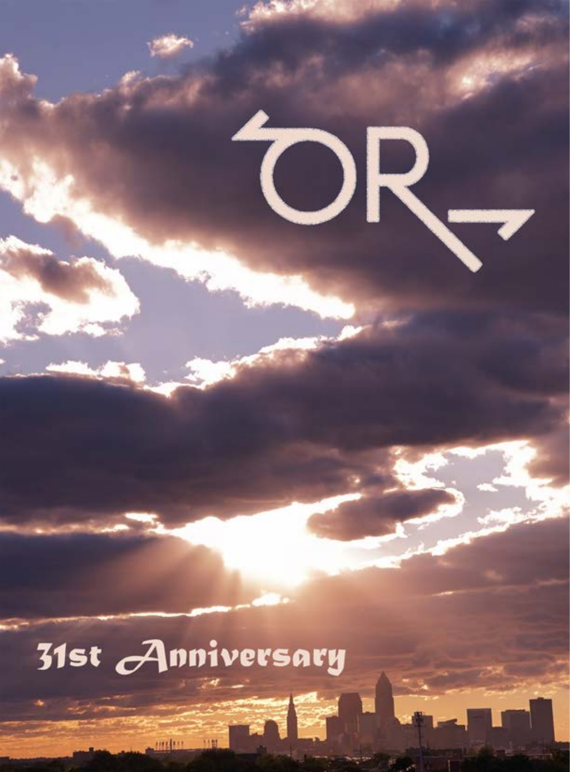# OR

## 31st Anniversary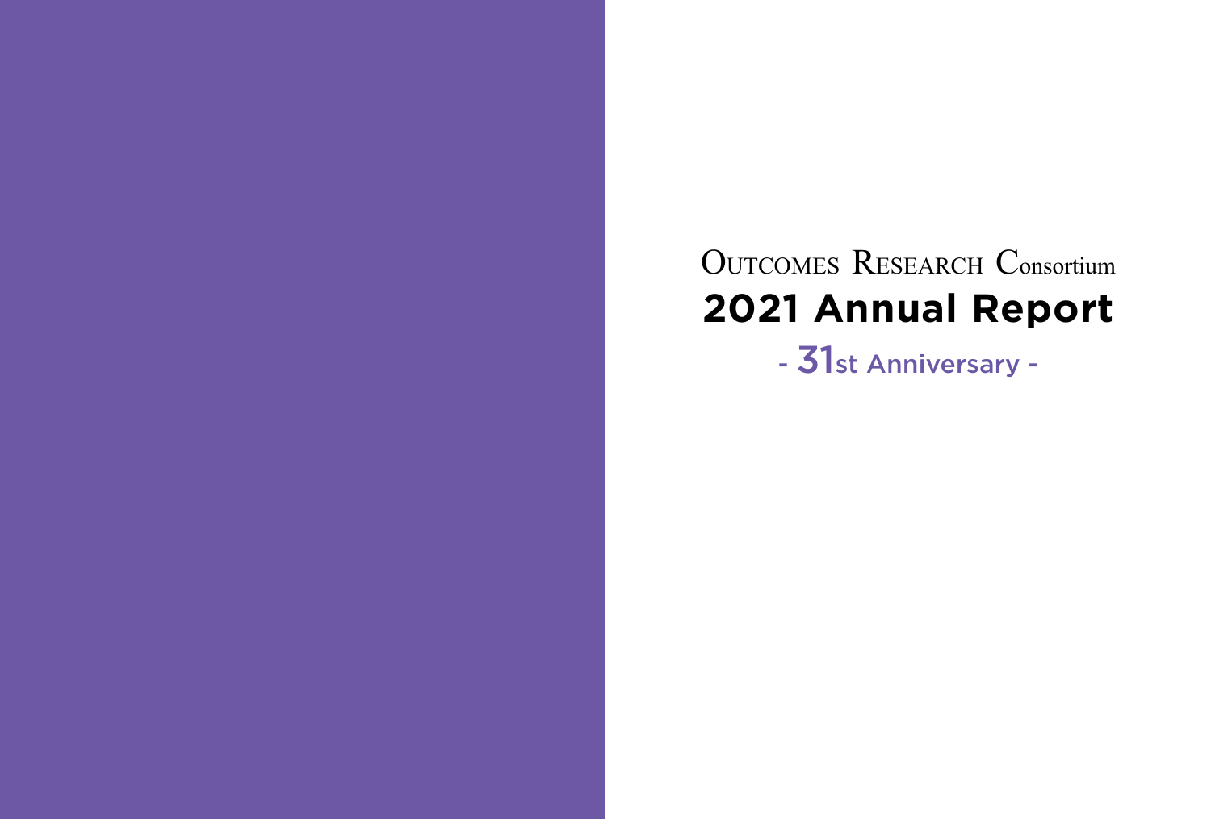# Outcomes Research Consortium

# 2021 Annual Report

- 31st Anniversary -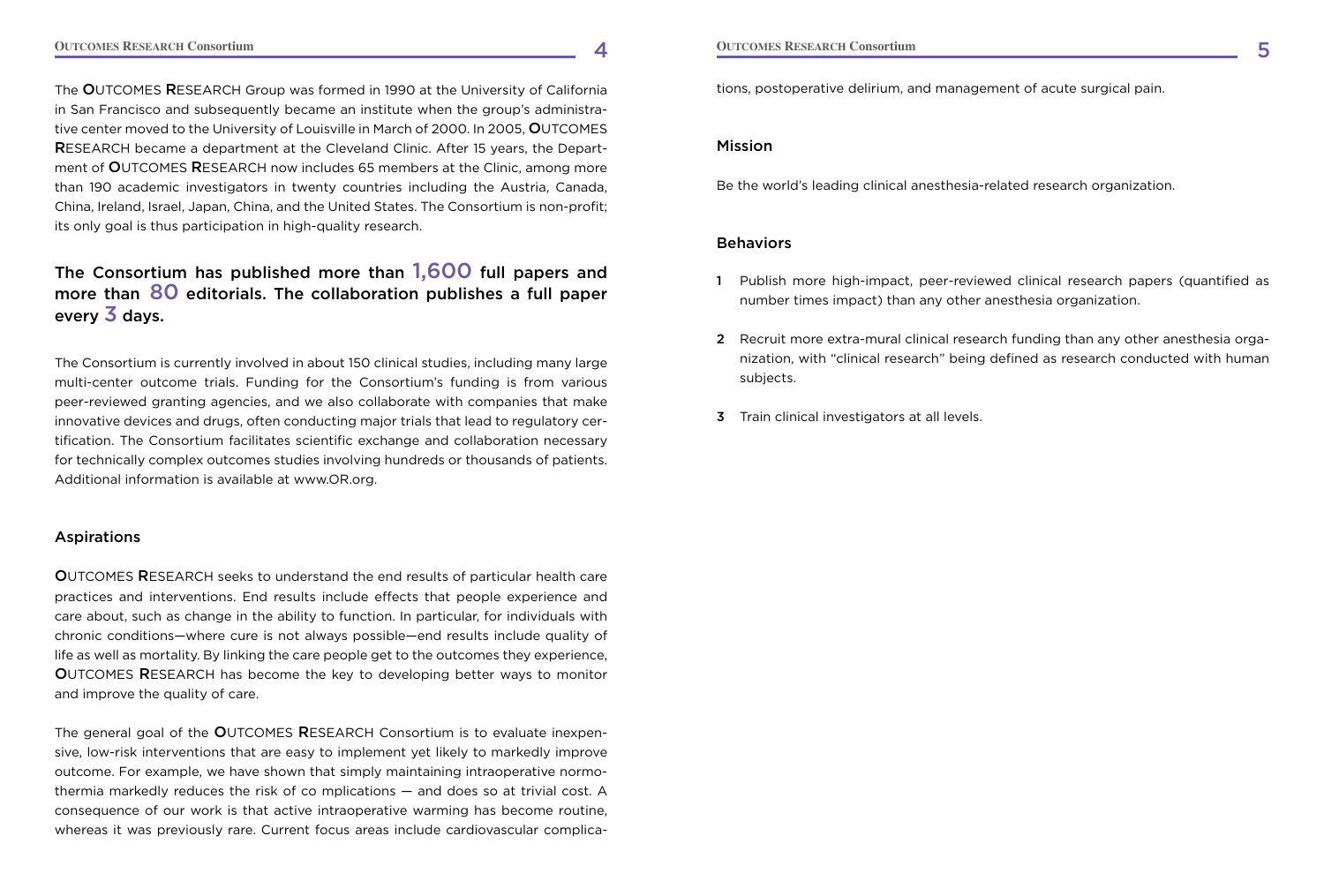The OUTCOMES RESEARCH Group was formed in 1990 at the University of California in San Francisco and subsequently became an institute when the group's administrative center moved to the University of Louisville in March of 2000. In 2005, OUTCOMES RESEARCH became a department at the Cleveland Clinic. After 15 years, the Department of OUTCOMES RESEARCH now includes 65 members at the Clinic, among more than 190 academic investigators in twenty countries including the Austria, Canada, China, Ireland, Israel, Japan, China, and the United States. The Consortium is non-profit; its only goal is thus participation in high-quality research.

**The Consortium has published more than 1,600 full papers and more than 80 editorials. The collaboration publishes a full paper every 3 days.**

The Consortium is currently involved in about 150 clinical studies, including many large multi-center outcome trials. Funding for the Consortium's funding is from various peer-reviewed granting agencies, and we also collaborate with companies that make innovative devices and drugs, often conducting major trials that lead to regulatory certification. The Consortium facilitates scientific exchange and collaboration necessary for technically complex outcomes studies involving hundreds or thousands of patients. Additional information is available at www.OR.org.

## Aspirations

OUTCOMES RESEARCH seeks to understand the end results of particular health care practices and interventions. End results include effects that people experience and care about, such as change in the ability to function. In particular, for individuals with chronic conditions—where cure is not always possible—end results include quality of life as well as mortality. By linking the care people get to the outcomes they experience, OUTCOMES RESEARCH has become the key to developing better ways to monitor and improve the quality of care.

The general goal of the OUTCOMES RESEARCH Consortium is to evaluate inexpensive, low-risk interventions that are easy to implement yet likely to markedly improve outcome. For example, we have shown that simply maintaining intraoperative normothermia markedly reduces the risk of co mplications — and does so at trivial cost. A consequence of our work is that active intraoperative warming has become routine, whereas it was previously rare. Current focus areas include cardiovascular complications, postoperative delirium, and management of acute surgical pain.

## Mission

Be the world's leading clinical anesthesia-related research organization.

## Behaviors

1. Publish more high-impact, peer-reviewed clinical research papers (quantified as number times impact) than any other anesthesia organization.
2. Recruit more extra-mural clinical research funding than any other anesthesia organization, with "clinical research" being defined as research conducted with human subjects.
3. Train clinical investigators at all levels.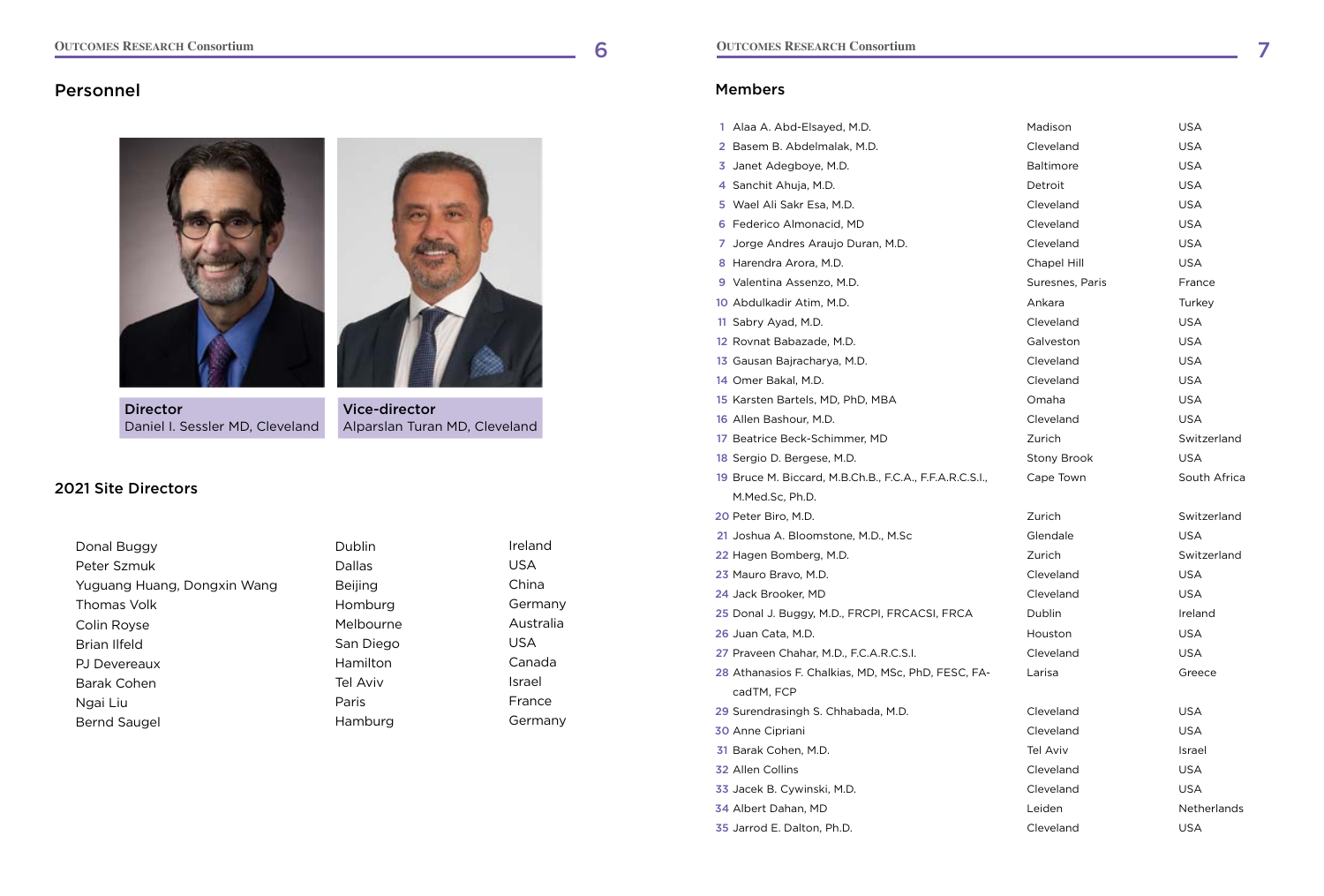## Personnel

**Director**
Daniel I. Sessler MD, Cleveland

**Vice-director**
Alparslan Turan MD, Cleveland

### 2021 Site Directors

| | | |
|---|---|---|
| Donal Buggy | Dublin | Ireland |
| Peter Szmuk | Dallas | USA |
| Yuguang Huang, Dongxin Wang | Beijing | China |
| Thomas Volk | Homburg | Germany |
| Colin Royse | Melbourne | Australia |
| Brian Ilfeld | San Diego | USA |
| PJ Devereaux | Hamilton | Canada |
| Barak Cohen | Tel Aviv | Israel |
| Ngai Liu | Paris | France |
| Bernd Saugel | Hamburg | Germany |

## Members

| # | Name | City | Country |
|---|---|---|---|
| 1 | Alaa A. Abd-Elsayed, M.D. | Madison | USA |
| 2 | Basem B. Abdelmalak, M.D. | Cleveland | USA |
| 3 | Janet Adegboye, M.D. | Baltimore | USA |
| 4 | Sanchit Ahuja, M.D. | Detroit | USA |
| 5 | Wael Ali Sakr Esa, M.D. | Cleveland | USA |
| 6 | Federico Almonacid, MD | Cleveland | USA |
| 7 | Jorge Andres Araujo Duran, M.D. | Cleveland | USA |
| 8 | Harendra Arora, M.D. | Chapel Hill | USA |
| 9 | Valentina Assenzo, M.D. | Suresnes, Paris | France |
| 10 | Abdulkadir Atim, M.D. | Ankara | Turkey |
| 11 | Sabry Ayad, M.D. | Cleveland | USA |
| 12 | Rovnat Babazade, M.D. | Galveston | USA |
| 13 | Gausan Bajracharya, M.D. | Cleveland | USA |
| 14 | Omer Bakal, M.D. | Cleveland | USA |
| 15 | Karsten Bartels, MD, PhD, MBA | Omaha | USA |
| 16 | Allen Bashour, M.D. | Cleveland | USA |
| 17 | Beatrice Beck-Schimmer, MD | Zurich | Switzerland |
| 18 | Sergio D. Bergese, M.D. | Stony Brook | USA |
| 19 | Bruce M. Biccard, M.B.Ch.B., F.C.A., F.F.A.R.C.S.I., M.Med.Sc, Ph.D. | Cape Town | South Africa |
| 20 | Peter Biro, M.D. | Zurich | Switzerland |
| 21 | Joshua A. Bloomstone, M.D., M.Sc | Glendale | USA |
| 22 | Hagen Bomberg, M.D. | Zurich | Switzerland |
| 23 | Mauro Bravo, M.D. | Cleveland | USA |
| 24 | Jack Brooker, MD | Cleveland | USA |
| 25 | Donal J. Buggy, M.D., FRCPI, FRCACSI, FRCA | Dublin | Ireland |
| 26 | Juan Cata, M.D. | Houston | USA |
| 27 | Praveen Chahar, M.D., F.C.A.R.C.S.I. | Cleveland | USA |
| 28 | Athanasios F. Chalkias, MD, MSc, PhD, FESC, FAcadTM, FCP | Larisa | Greece |
| 29 | Surendrasingh S. Chhabada, M.D. | Cleveland | USA |
| 30 | Anne Cipriani | Cleveland | USA |
| 31 | Barak Cohen, M.D. | Tel Aviv | Israel |
| 32 | Allen Collins | Cleveland | USA |
| 33 | Jacek B. Cywinski, M.D. | Cleveland | USA |
| 34 | Albert Dahan, MD | Leiden | Netherlands |
| 35 | Jarrod E. Dalton, Ph.D. | Cleveland | USA |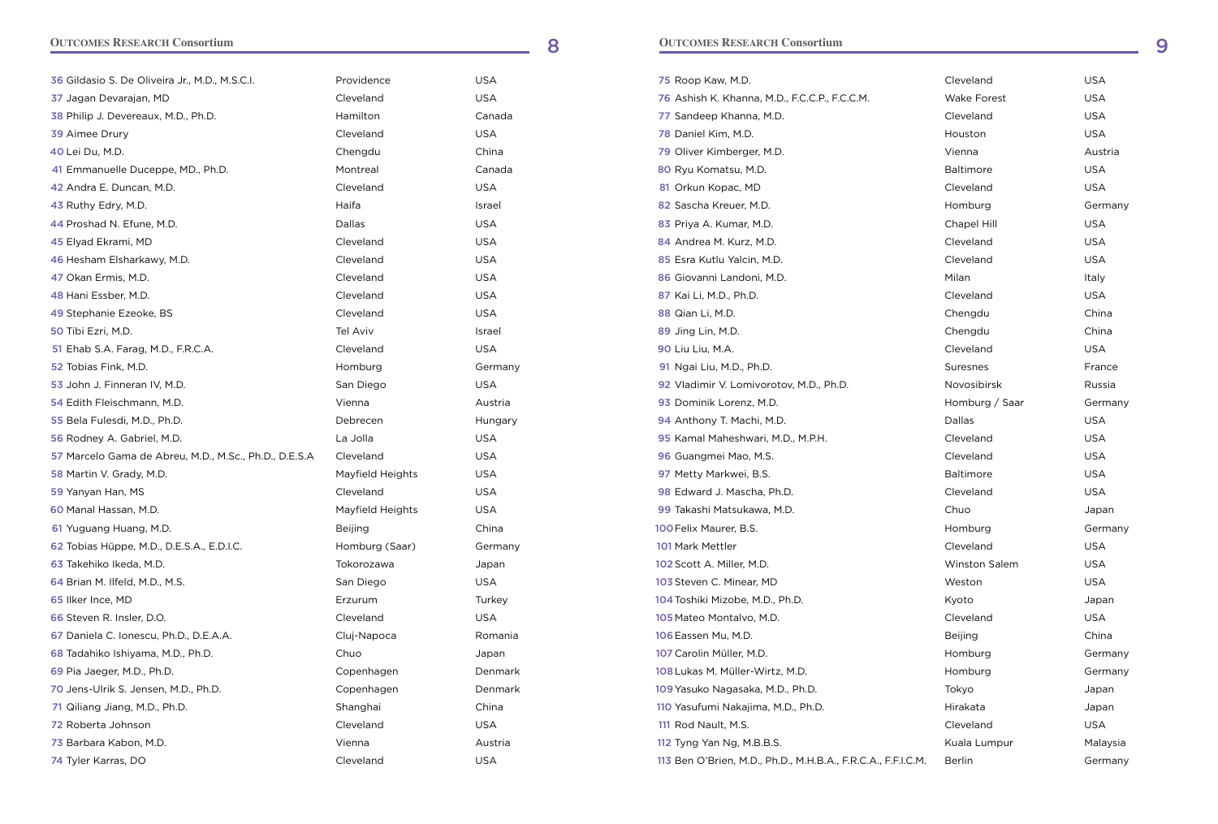| # | Name | City | Country |
|---|---|---|---|
| 36 | Gildasio S. De Oliveira Jr., M.D., M.S.C.I. | Providence | USA |
| 37 | Jagan Devarajan, MD | Cleveland | USA |
| 38 | Philip J. Devereaux, M.D., Ph.D. | Hamilton | Canada |
| 39 | Aimee Drury | Cleveland | USA |
| 40 | Lei Du, M.D. | Chengdu | China |
| 41 | Emmanuelle Duceppe, MD., Ph.D. | Montreal | Canada |
| 42 | Andra E. Duncan, M.D. | Cleveland | USA |
| 43 | Ruthy Edry, M.D. | Haifa | Israel |
| 44 | Proshad N. Efune, M.D. | Dallas | USA |
| 45 | Elyad Ekrami, MD | Cleveland | USA |
| 46 | Hesham Elsharkawy, M.D. | Cleveland | USA |
| 47 | Okan Ermis, M.D. | Cleveland | USA |
| 48 | Hani Essber, M.D. | Cleveland | USA |
| 49 | Stephanie Ezeoke, BS | Cleveland | USA |
| 50 | Tibi Ezri, M.D. | Tel Aviv | Israel |
| 51 | Ehab S.A. Farag, M.D., F.R.C.A. | Cleveland | USA |
| 52 | Tobias Fink, M.D. | Homburg | Germany |
| 53 | John J. Finneran IV, M.D. | San Diego | USA |
| 54 | Edith Fleischmann, M.D. | Vienna | Austria |
| 55 | Bela Fulesdi, M.D., Ph.D. | Debrecen | Hungary |
| 56 | Rodney A. Gabriel, M.D. | La Jolla | USA |
| 57 | Marcelo Gama de Abreu, M.D., M.Sc., Ph.D., D.E.S.A | Cleveland | USA |
| 58 | Martin V. Grady, M.D. | Mayfield Heights | USA |
| 59 | Yanyan Han, MS | Cleveland | USA |
| 60 | Manal Hassan, M.D. | Mayfield Heights | USA |
| 61 | Yuguang Huang, M.D. | Beijing | China |
| 62 | Tobias Hüppe, M.D., D.E.S.A., E.D.I.C. | Homburg (Saar) | Germany |
| 63 | Takehiko Ikeda, M.D. | Tokorozawa | Japan |
| 64 | Brian M. Ilfeld, M.D., M.S. | San Diego | USA |
| 65 | Ilker Ince, MD | Erzurum | Turkey |
| 66 | Steven R. Insler, D.O. | Cleveland | USA |
| 67 | Daniela C. Ionescu, Ph.D., D.E.A.A. | Cluj-Napoca | Romania |
| 68 | Tadahiko Ishiyama, M.D., Ph.D. | Chuo | Japan |
| 69 | Pia Jaeger, M.D., Ph.D. | Copenhagen | Denmark |
| 70 | Jens-Ulrik S. Jensen, M.D., Ph.D. | Copenhagen | Denmark |
| 71 | Qiliang Jiang, M.D., Ph.D. | Shanghai | China |
| 72 | Roberta Johnson | Cleveland | USA |
| 73 | Barbara Kabon, M.D. | Vienna | Austria |
| 74 | Tyler Karras, DO | Cleveland | USA |
| 75 | Roop Kaw, M.D. | Cleveland | USA |
| 76 | Ashish K. Khanna, M.D., F.C.C.P., F.C.C.M. | Wake Forest | USA |
| 77 | Sandeep Khanna, M.D. | Cleveland | USA |
| 78 | Daniel Kim, M.D. | Houston | USA |
| 79 | Oliver Kimberger, M.D. | Vienna | Austria |
| 80 | Ryu Komatsu, M.D. | Baltimore | USA |
| 81 | Orkun Kopac, MD | Cleveland | USA |
| 82 | Sascha Kreuer, M.D. | Homburg | Germany |
| 83 | Priya A. Kumar, M.D. | Chapel Hill | USA |
| 84 | Andrea M. Kurz, M.D. | Cleveland | USA |
| 85 | Esra Kutlu Yalcin, M.D. | Cleveland | USA |
| 86 | Giovanni Landoni, M.D. | Milan | Italy |
| 87 | Kai Li, M.D., Ph.D. | Cleveland | USA |
| 88 | Qian Li, M.D. | Chengdu | China |
| 89 | Jing Lin, M.D. | Chengdu | China |
| 90 | Liu Liu, M.A. | Cleveland | USA |
| 91 | Ngai Liu, M.D., Ph.D. | Suresnes | France |
| 92 | Vladimir V. Lomivorotov, M.D., Ph.D. | Novosibirsk | Russia |
| 93 | Dominik Lorenz, M.D. | Homburg / Saar | Germany |
| 94 | Anthony T. Machi, M.D. | Dallas | USA |
| 95 | Kamal Maheshwari, M.D., M.P.H. | Cleveland | USA |
| 96 | Guangmei Mao, M.S. | Cleveland | USA |
| 97 | Metty Markwei, B.S. | Baltimore | USA |
| 98 | Edward J. Mascha, Ph.D. | Cleveland | USA |
| 99 | Takashi Matsukawa, M.D. | Chuo | Japan |
| 100 | Felix Maurer, B.S. | Homburg | Germany |
| 101 | Mark Mettler | Cleveland | USA |
| 102 | Scott A. Miller, M.D. | Winston Salem | USA |
| 103 | Steven C. Minear, MD | Weston | USA |
| 104 | Toshiki Mizobe, M.D., Ph.D. | Kyoto | Japan |
| 105 | Mateo Montalvo, M.D. | Cleveland | USA |
| 106 | Eassen Mu, M.D. | Beijing | China |
| 107 | Carolin Müller, M.D. | Homburg | Germany |
| 108 | Lukas M. Müller-Wirtz, M.D. | Homburg | Germany |
| 109 | Yasuko Nagasaka, M.D., Ph.D. | Tokyo | Japan |
| 110 | Yasufumi Nakajima, M.D., Ph.D. | Hirakata | Japan |
| 111 | Rod Nault, M.S. | Cleveland | USA |
| 112 | Tyng Yan Ng, M.B.B.S. | Kuala Lumpur | Malaysia |
| 113 | Ben O'Brien, M.D., Ph.D., M.H.B.A., F.R.C.A., F.F.I.C.M. | Berlin | Germany |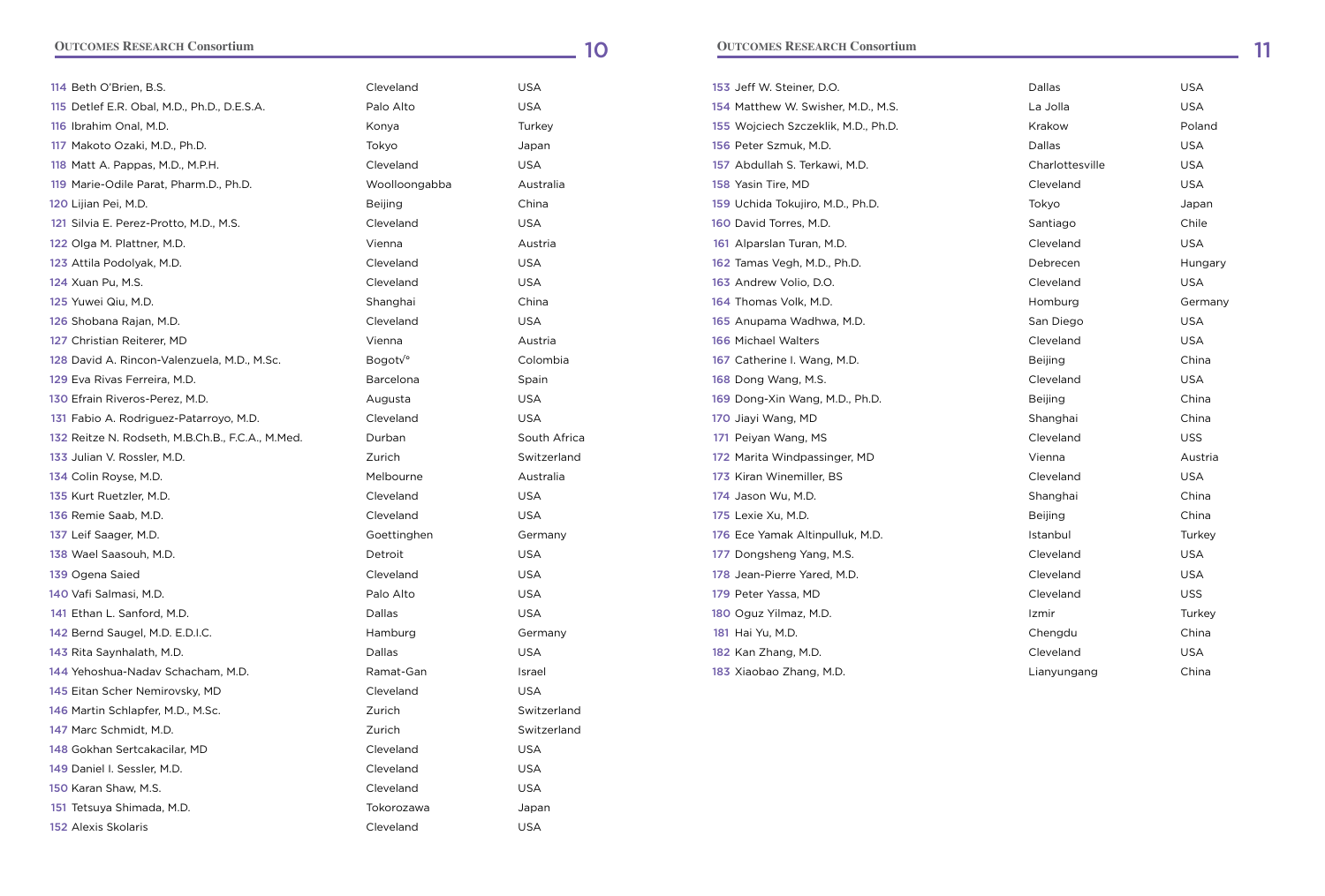| # | Name | City | Country |
|---|---|---|---|
| 114 | Beth O'Brien, B.S. | Cleveland | USA |
| 115 | Detlef E.R. Obal, M.D., Ph.D., D.E.S.A. | Palo Alto | USA |
| 116 | Ibrahim Onal, M.D. | Konya | Turkey |
| 117 | Makoto Ozaki, M.D., Ph.D. | Tokyo | Japan |
| 118 | Matt A. Pappas, M.D., M.P.H. | Cleveland | USA |
| 119 | Marie-Odile Parat, Pharm.D., Ph.D. | Woolloongabba | Australia |
| 120 | Lijian Pei, M.D. | Beijing | China |
| 121 | Silvia E. Perez-Protto, M.D., M.S. | Cleveland | USA |
| 122 | Olga M. Plattner, M.D. | Vienna | Austria |
| 123 | Attila Podolyak, M.D. | Cleveland | USA |
| 124 | Xuan Pu, M.S. | Cleveland | USA |
| 125 | Yuwei Qiu, M.D. | Shanghai | China |
| 126 | Shobana Rajan, M.D. | Cleveland | USA |
| 127 | Christian Reiterer, MD | Vienna | Austria |
| 128 | David A. Rincon-Valenzuela, M.D., M.Sc. | Bogotv° | Colombia |
| 129 | Eva Rivas Ferreira, M.D. | Barcelona | Spain |
| 130 | Efrain Riveros-Perez, M.D. | Augusta | USA |
| 131 | Fabio A. Rodriguez-Patarroyo, M.D. | Cleveland | USA |
| 132 | Reitze N. Rodseth, M.B.Ch.B., F.C.A., M.Med. | Durban | South Africa |
| 133 | Julian V. Rossler, M.D. | Zurich | Switzerland |
| 134 | Colin Royse, M.D. | Melbourne | Australia |
| 135 | Kurt Ruetzler, M.D. | Cleveland | USA |
| 136 | Remie Saab, M.D. | Cleveland | USA |
| 137 | Leif Saager, M.D. | Goettinghen | Germany |
| 138 | Wael Saasouh, M.D. | Detroit | USA |
| 139 | Ogena Saied | Cleveland | USA |
| 140 | Vafi Salmasi, M.D. | Palo Alto | USA |
| 141 | Ethan L. Sanford, M.D. | Dallas | USA |
| 142 | Bernd Saugel, M.D. E.D.I.C. | Hamburg | Germany |
| 143 | Rita Saynhalath, M.D. | Dallas | USA |
| 144 | Yehoshua-Nadav Schacham, M.D. | Ramat-Gan | Israel |
| 145 | Eitan Scher Nemirovsky, MD | Cleveland | USA |
| 146 | Martin Schlapfer, M.D., M.Sc. | Zurich | Switzerland |
| 147 | Marc Schmidt, M.D. | Zurich | Switzerland |
| 148 | Gokhan Sertcakacilar, MD | Cleveland | USA |
| 149 | Daniel I. Sessler, M.D. | Cleveland | USA |
| 150 | Karan Shaw, M.S. | Cleveland | USA |
| 151 | Tetsuya Shimada, M.D. | Tokorozawa | Japan |
| 152 | Alexis Skolaris | Cleveland | USA |
| 153 | Jeff W. Steiner, D.O. | Dallas | USA |
| 154 | Matthew W. Swisher, M.D., M.S. | La Jolla | USA |
| 155 | Wojciech Szczeklik, M.D., Ph.D. | Krakow | Poland |
| 156 | Peter Szmuk, M.D. | Dallas | USA |
| 157 | Abdullah S. Terkawi, M.D. | Charlottesville | USA |
| 158 | Yasin Tire, MD | Cleveland | USA |
| 159 | Uchida Tokujiro, M.D., Ph.D. | Tokyo | Japan |
| 160 | David Torres, M.D. | Santiago | Chile |
| 161 | Alparslan Turan, M.D. | Cleveland | USA |
| 162 | Tamas Vegh, M.D., Ph.D. | Debrecen | Hungary |
| 163 | Andrew Volio, D.O. | Cleveland | USA |
| 164 | Thomas Volk, M.D. | Homburg | Germany |
| 165 | Anupama Wadhwa, M.D. | San Diego | USA |
| 166 | Michael Walters | Cleveland | USA |
| 167 | Catherine I. Wang, M.D. | Beijing | China |
| 168 | Dong Wang, M.S. | Cleveland | USA |
| 169 | Dong-Xin Wang, M.D., Ph.D. | Beijing | China |
| 170 | Jiayi Wang, MD | Shanghai | China |
| 171 | Peiyan Wang, MS | Cleveland | USS |
| 172 | Marita Windpassinger, MD | Vienna | Austria |
| 173 | Kiran Winemiller, BS | Cleveland | USA |
| 174 | Jason Wu, M.D. | Shanghai | China |
| 175 | Lexie Xu, M.D. | Beijing | China |
| 176 | Ece Yamak Altinpulluk, M.D. | Istanbul | Turkey |
| 177 | Dongsheng Yang, M.S. | Cleveland | USA |
| 178 | Jean-Pierre Yared, M.D. | Cleveland | USA |
| 179 | Peter Yassa, MD | Cleveland | USS |
| 180 | Oguz Yilmaz, M.D. | Izmir | Turkey |
| 181 | Hai Yu, M.D. | Chengdu | China |
| 182 | Kan Zhang, M.D. | Cleveland | USA |
| 183 | Xiaobao Zhang, M.D. | Lianyungang | China |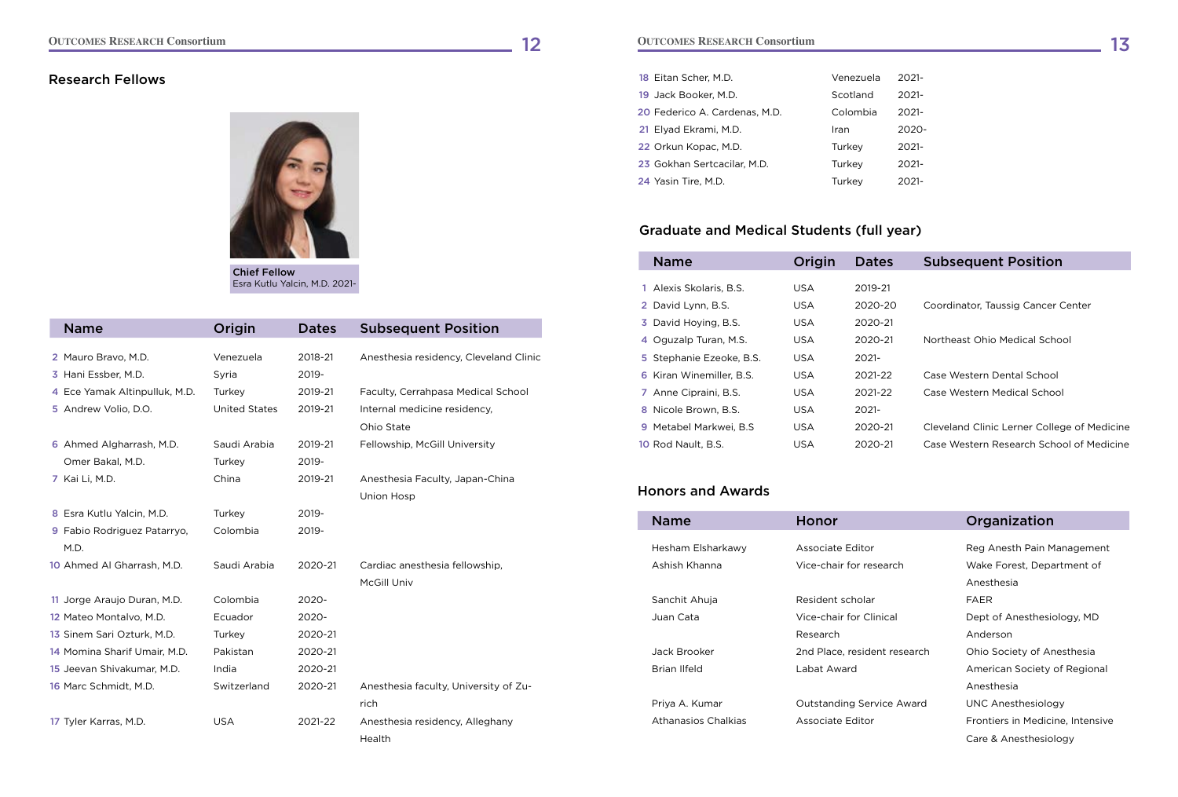## Research Fellows

**Chief Fellow**
Esra Kutlu Yalcin, M.D. 2021-

| Name | Origin | Dates | Subsequent Position |
|---|---|---|---|
| 2 Mauro Bravo, M.D. | Venezuela | 2018-21 | Anesthesia residency, Cleveland Clinic |
| 3 Hani Essber, M.D. | Syria | 2019- | |
| 4 Ece Yamak Altinpulluk, M.D. | Turkey | 2019-21 | Faculty, Cerrahpasa Medical School |
| 5 Andrew Volio, D.O. | United States | 2019-21 | Internal medicine residency, Ohio State |
| 6 Ahmed Algharrash, M.D. | Saudi Arabia | 2019-21 | Fellowship, McGill University |
| Omer Bakal, M.D. | Turkey | 2019- | |
| 7 Kai Li, M.D. | China | 2019-21 | Anesthesia Faculty, Japan-China Union Hosp |
| 8 Esra Kutlu Yalcin, M.D. | Turkey | 2019- | |
| 9 Fabio Rodriguez Patarryo, M.D. | Colombia | 2019- | |
| 10 Ahmed Al Gharrash, M.D. | Saudi Arabia | 2020-21 | Cardiac anesthesia fellowship, McGill Univ |
| 11 Jorge Araujo Duran, M.D. | Colombia | 2020- | |
| 12 Mateo Montalvo, M.D. | Ecuador | 2020- | |
| 13 Sinem Sari Ozturk, M.D. | Turkey | 2020-21 | |
| 14 Momina Sharif Umair, M.D. | Pakistan | 2020-21 | |
| 15 Jeevan Shivakumar, M.D. | India | 2020-21 | |
| 16 Marc Schmidt, M.D. | Switzerland | 2020-21 | Anesthesia faculty, University of Zurich |
| 17 Tyler Karras, M.D. | USA | 2021-22 | Anesthesia residency, Alleghany Health |
| 18 Eitan Scher, M.D. | Venezuela | 2021- | |
| 19 Jack Booker, M.D. | Scotland | 2021- | |
| 20 Federico A. Cardenas, M.D. | Colombia | 2021- | |
| 21 Elyad Ekrami, M.D. | Iran | 2020- | |
| 22 Orkun Kopac, M.D. | Turkey | 2021- | |
| 23 Gokhan Sertcacilar, M.D. | Turkey | 2021- | |
| 24 Yasin Tire, M.D. | Turkey | 2021- | |

## Graduate and Medical Students (full year)

| Name | Origin | Dates | Subsequent Position |
|---|---|---|---|
| 1 Alexis Skolaris, B.S. | USA | 2019-21 | |
| 2 David Lynn, B.S. | USA | 2020-20 | Coordinator, Taussig Cancer Center |
| 3 David Hoying, B.S. | USA | 2020-21 | |
| 4 Oguzalp Turan, M.S. | USA | 2020-21 | Northeast Ohio Medical School |
| 5 Stephanie Ezeoke, B.S. | USA | 2021- | |
| 6 Kiran Winemiller, B.S. | USA | 2021-22 | Case Western Dental School |
| 7 Anne Cipraini, B.S. | USA | 2021-22 | Case Western Medical School |
| 8 Nicole Brown, B.S. | USA | 2021- | |
| 9 Metabel Markwei, B.S | USA | 2020-21 | Cleveland Clinic Lerner College of Medicine |
| 10 Rod Nault, B.S. | USA | 2020-21 | Case Western Research School of Medicine |

## Honors and Awards

| Name | Honor | Organization |
|---|---|---|
| Hesham Elsharkawy | Associate Editor | Reg Anesth Pain Management |
| Ashish Khanna | Vice-chair for research | Wake Forest, Department of Anesthesia |
| Sanchit Ahuja | Resident scholar | FAER |
| Juan Cata | Vice-chair for Clinical Research | Dept of Anesthesiology, MD Anderson |
| Jack Brooker | 2nd Place, resident research | Ohio Society of Anesthesia |
| Brian Ilfeld | Labat Award | American Society of Regional Anesthesia |
| Priya A. Kumar | Outstanding Service Award | UNC Anesthesiology |
| Athanasios Chalkias | Associate Editor | Frontiers in Medicine, Intensive Care & Anesthesiology |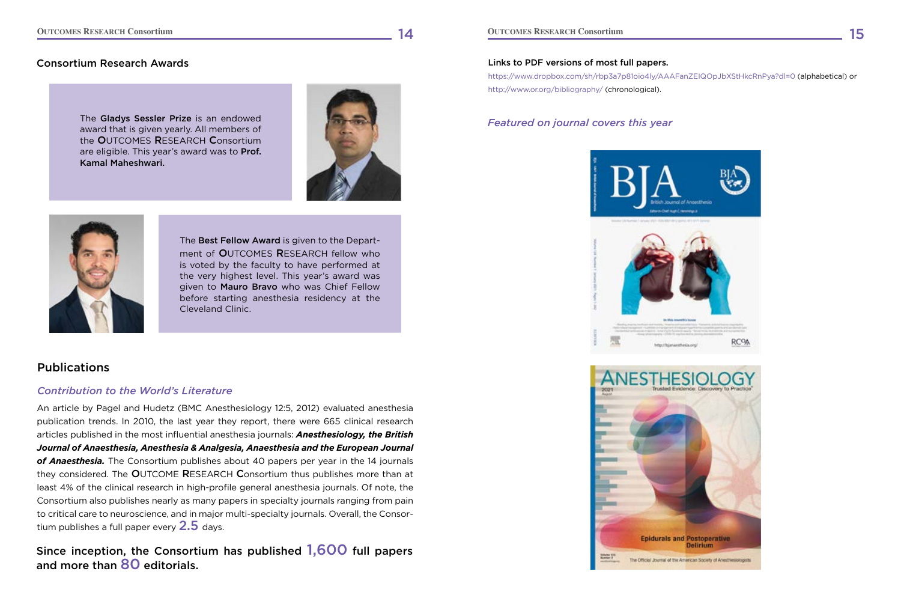## Consortium Research Awards

The **Gladys Sessler Prize** is an endowed award that is given yearly. All members of the **O**UTCOMES **R**ESEARCH **C**onsortium are eligible. This year's award was to **Prof. Kamal Maheshwari.**

The **Best Fellow Award** is given to the Department of **O**UTCOMES **R**ESEARCH fellow who is voted by the faculty to have performed at the very highest level. This year's award was given to **Mauro Bravo** who was Chief Fellow before starting anesthesia residency at the Cleveland Clinic.

## Publications

### *Contribution to the World's Literature*

An article by Pagel and Hudetz (BMC Anesthesiology 12:5, 2012) evaluated anesthesia publication trends. In 2010, the last year they report, there were 665 clinical research articles published in the most influential anesthesia journals: ***Anesthesiology, the British Journal of Anaesthesia, Anesthesia & Analgesia, Anaesthesia and the European Journal of Anaesthesia.*** The Consortium publishes about 40 papers per year in the 14 journals they considered. The **O**UTCOME **R**ESEARCH **C**onsortium thus publishes more than at least 4% of the clinical research in high-profile general anesthesia journals. Of note, the Consortium also publishes nearly as many papers in specialty journals ranging from pain to critical care to neuroscience, and in major multi-specialty journals. Overall, the Consortium publishes a full paper every 2.5 days.

**Since inception, the Consortium has published 1,600 full papers and more than 80 editorials.**

**Links to PDF versions of most full papers.**

https://www.dropbox.com/sh/rbp3a7p81oio4ly/AAAFanZEIQOpJbXStHkcRnPya?dl=0 (alphabetical) or http://www.or.org/bibliography/ (chronological).

### *Featured on journal covers this year*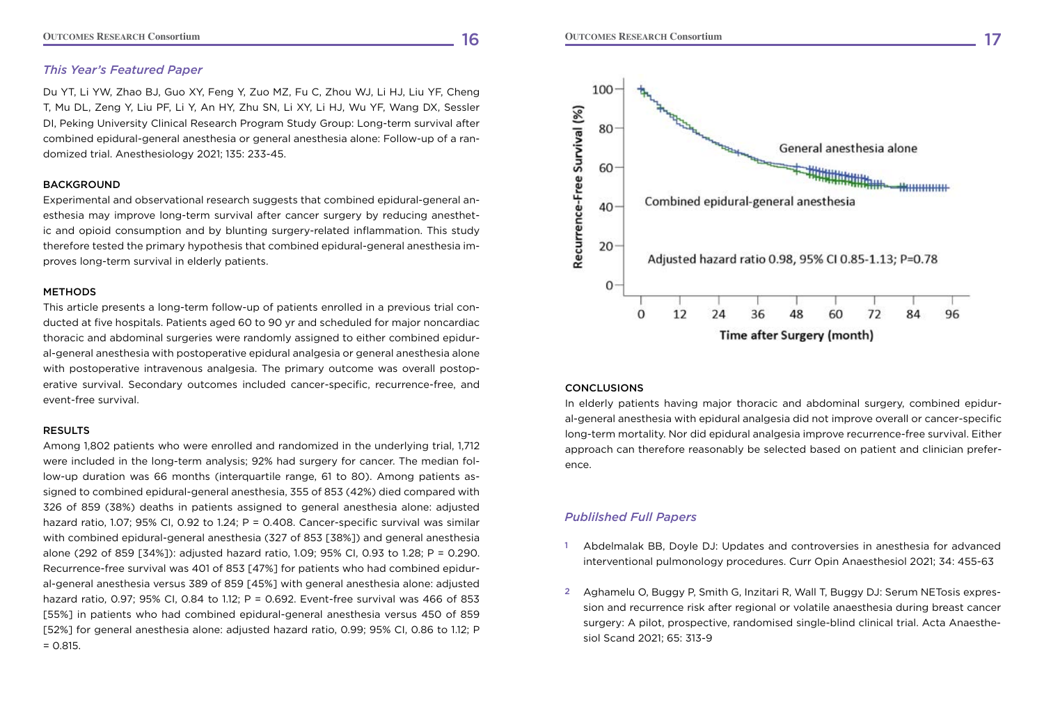## *This Year's Featured Paper*

Du YT, Li YW, Zhao BJ, Guo XY, Feng Y, Zuo MZ, Fu C, Zhou WJ, Li HJ, Liu YF, Cheng T, Mu DL, Zeng Y, Liu PF, Li Y, An HY, Zhu SN, Li XY, Li HJ, Wu YF, Wang DX, Sessler DI, Peking University Clinical Research Program Study Group: Long-term survival after combined epidural-general anesthesia or general anesthesia alone: Follow-up of a randomized trial. Anesthesiology 2021; 135: 233-45.

### BACKGROUND

Experimental and observational research suggests that combined epidural-general anesthesia may improve long-term survival after cancer surgery by reducing anesthetic and opioid consumption and by blunting surgery-related inflammation. This study therefore tested the primary hypothesis that combined epidural-general anesthesia improves long-term survival in elderly patients.

### METHODS

This article presents a long-term follow-up of patients enrolled in a previous trial conducted at five hospitals. Patients aged 60 to 90 yr and scheduled for major noncardiac thoracic and abdominal surgeries were randomly assigned to either combined epidural-general anesthesia with postoperative epidural analgesia or general anesthesia alone with postoperative intravenous analgesia. The primary outcome was overall postoperative survival. Secondary outcomes included cancer-specific, recurrence-free, and event-free survival.

### RESULTS

Among 1,802 patients who were enrolled and randomized in the underlying trial, 1,712 were included in the long-term analysis; 92% had surgery for cancer. The median follow-up duration was 66 months (interquartile range, 61 to 80). Among patients assigned to combined epidural-general anesthesia, 355 of 853 (42%) died compared with 326 of 859 (38%) deaths in patients assigned to general anesthesia alone: adjusted hazard ratio, 1.07; 95% CI, 0.92 to 1.24; P = 0.408. Cancer-specific survival was similar with combined epidural-general anesthesia (327 of 853 [38%]) and general anesthesia alone (292 of 859 [34%]): adjusted hazard ratio, 1.09; 95% CI, 0.93 to 1.28; P = 0.290. Recurrence-free survival was 401 of 853 [47%] for patients who had combined epidural-general anesthesia versus 389 of 859 [45%] with general anesthesia alone: adjusted hazard ratio, 0.97; 95% CI, 0.84 to 1.12; P = 0.692. Event-free survival was 466 of 853 [55%] in patients who had combined epidural-general anesthesia versus 450 of 859 [52%] for general anesthesia alone: adjusted hazard ratio, 0.99; 95% CI, 0.86 to 1.12; P = 0.815.

### CONCLUSIONS

In elderly patients having major thoracic and abdominal surgery, combined epidural-general anesthesia with epidural analgesia did not improve overall or cancer-specific long-term mortality. Nor did epidural analgesia improve recurrence-free survival. Either approach can therefore reasonably be selected based on patient and clinician preference.

## *Publilshed Full Papers*

1. Abdelmalak BB, Doyle DJ: Updates and controversies in anesthesia for advanced interventional pulmonology procedures. Curr Opin Anaesthesiol 2021; 34: 455-63
2. Aghamelu O, Buggy P, Smith G, Inzitari R, Wall T, Buggy DJ: Serum NETosis expression and recurrence risk after regional or volatile anaesthesia during breast cancer surgery: A pilot, prospective, randomised single-blind clinical trial. Acta Anaesthesiol Scand 2021; 65: 313-9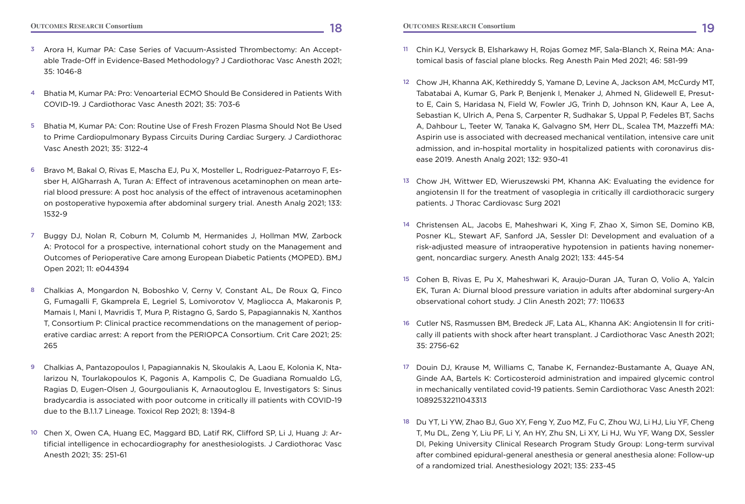3. Arora H, Kumar PA: Case Series of Vacuum-Assisted Thrombectomy: An Acceptable Trade-Off in Evidence-Based Methodology? J Cardiothorac Vasc Anesth 2021; 35: 1046-8

4. Bhatia M, Kumar PA: Pro: Venoarterial ECMO Should Be Considered in Patients With COVID-19. J Cardiothorac Vasc Anesth 2021; 35: 703-6

5. Bhatia M, Kumar PA: Con: Routine Use of Fresh Frozen Plasma Should Not Be Used to Prime Cardiopulmonary Bypass Circuits During Cardiac Surgery. J Cardiothorac Vasc Anesth 2021; 35: 3122-4

6. Bravo M, Bakal O, Rivas E, Mascha EJ, Pu X, Mosteller L, Rodriguez-Patarroyo F, Essber H, AlGharrash A, Turan A: Effect of intravenous acetaminophen on mean arterial blood pressure: A post hoc analysis of the effect of intravenous acetaminophen on postoperative hypoxemia after abdominal surgery trial. Anesth Analg 2021; 133: 1532-9

7. Buggy DJ, Nolan R, Coburn M, Columb M, Hermanides J, Hollman MW, Zarbock A: Protocol for a prospective, international cohort study on the Management and Outcomes of Perioperative Care among European Diabetic Patients (MOPED). BMJ Open 2021; 11: e044394

8. Chalkias A, Mongardon N, Boboshko V, Cerny V, Constant AL, De Roux Q, Finco G, Fumagalli F, Gkamprela E, Legriel S, Lomivorotov V, Magliocca A, Makaronis P, Mamais I, Mani I, Mavridis T, Mura P, Ristagno G, Sardo S, Papagiannakis N, Xanthos T, Consortium P: Clinical practice recommendations on the management of perioperative cardiac arrest: A report from the PERIOPCA Consortium. Crit Care 2021; 25: 265

9. Chalkias A, Pantazopoulos I, Papagiannakis N, Skoulakis A, Laou E, Kolonia K, Ntalarizou N, Tourlakopoulos K, Pagonis A, Kampolis C, De Guadiana Romualdo LG, Ragias D, Eugen-Olsen J, Gourgoulianis K, Arnaoutoglou E, Investigators S: Sinus bradycardia is associated with poor outcome in critically ill patients with COVID-19 due to the B.1.1.7 Lineage. Toxicol Rep 2021; 8: 1394-8

10. Chen X, Owen CA, Huang EC, Maggard BD, Latif RK, Clifford SP, Li J, Huang J: Artificial intelligence in echocardiography for anesthesiologists. J Cardiothorac Vasc Anesth 2021; 35: 251-61

11. Chin KJ, Versyck B, Elsharkawy H, Rojas Gomez MF, Sala-Blanch X, Reina MA: Anatomical basis of fascial plane blocks. Reg Anesth Pain Med 2021; 46: 581-99

12. Chow JH, Khanna AK, Kethireddy S, Yamane D, Levine A, Jackson AM, McCurdy MT, Tabatabai A, Kumar G, Park P, Benjenk I, Menaker J, Ahmed N, Glidewell E, Presutto E, Cain S, Haridasa N, Field W, Fowler JG, Trinh D, Johnson KN, Kaur A, Lee A, Sebastian K, Ulrich A, Pena S, Carpenter R, Sudhakar S, Uppal P, Fedeles BT, Sachs A, Dahbour L, Teeter W, Tanaka K, Galvagno SM, Herr DL, Scalea TM, Mazzeffi MA: Aspirin use is associated with decreased mechanical ventilation, intensive care unit admission, and in-hospital mortality in hospitalized patients with coronavirus disease 2019. Anesth Analg 2021; 132: 930-41

13. Chow JH, Wittwer ED, Wieruszewski PM, Khanna AK: Evaluating the evidence for angiotensin II for the treatment of vasoplegia in critically ill cardiothoracic surgery patients. J Thorac Cardiovasc Surg 2021

14. Christensen AL, Jacobs E, Maheshwari K, Xing F, Zhao X, Simon SE, Domino KB, Posner KL, Stewart AF, Sanford JA, Sessler DI: Development and evaluation of a risk-adjusted measure of intraoperative hypotension in patients having nonemergent, noncardiac surgery. Anesth Analg 2021; 133: 445-54

15. Cohen B, Rivas E, Pu X, Maheshwari K, Araujo-Duran JA, Turan O, Volio A, Yalcin EK, Turan A: Diurnal blood pressure variation in adults after abdominal surgery-An observational cohort study. J Clin Anesth 2021; 77: 110633

16. Cutler NS, Rasmussen BM, Bredeck JF, Lata AL, Khanna AK: Angiotensin II for critically ill patients with shock after heart transplant. J Cardiothorac Vasc Anesth 2021; 35: 2756-62

17. Douin DJ, Krause M, Williams C, Tanabe K, Fernandez-Bustamante A, Quaye AN, Ginde AA, Bartels K: Corticosteroid administration and impaired glycemic control in mechanically ventilated covid-19 patients. Semin Cardiothorac Vasc Anesth 2021: 10892532211043313

18. Du YT, Li YW, Zhao BJ, Guo XY, Feng Y, Zuo MZ, Fu C, Zhou WJ, Li HJ, Liu YF, Cheng T, Mu DL, Zeng Y, Liu PF, Li Y, An HY, Zhu SN, Li XY, Li HJ, Wu YF, Wang DX, Sessler DI, Peking University Clinical Research Program Study Group: Long-term survival after combined epidural-general anesthesia or general anesthesia alone: Follow-up of a randomized trial. Anesthesiology 2021; 135: 233-45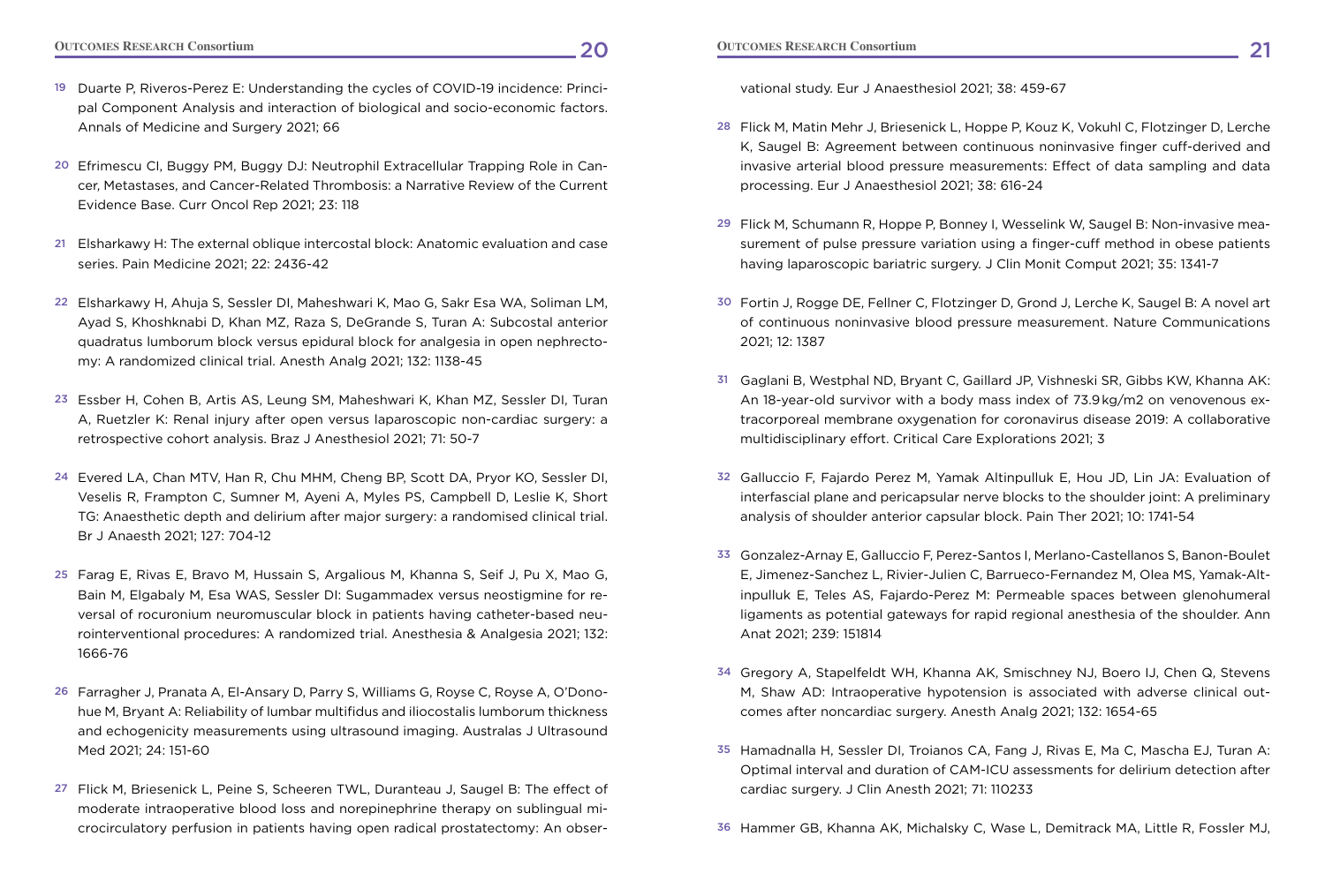19 Duarte P, Riveros-Perez E: Understanding the cycles of COVID-19 incidence: Principal Component Analysis and interaction of biological and socio-economic factors. Annals of Medicine and Surgery 2021; 66

20 Efrimescu CI, Buggy PM, Buggy DJ: Neutrophil Extracellular Trapping Role in Cancer, Metastases, and Cancer-Related Thrombosis: a Narrative Review of the Current Evidence Base. Curr Oncol Rep 2021; 23: 118

21 Elsharkawy H: The external oblique intercostal block: Anatomic evaluation and case series. Pain Medicine 2021; 22: 2436-42

22 Elsharkawy H, Ahuja S, Sessler DI, Maheshwari K, Mao G, Sakr Esa WA, Soliman LM, Ayad S, Khoshknabi D, Khan MZ, Raza S, DeGrande S, Turan A: Subcostal anterior quadratus lumborum block versus epidural block for analgesia in open nephrectomy: A randomized clinical trial. Anesth Analg 2021; 132: 1138-45

23 Essber H, Cohen B, Artis AS, Leung SM, Maheshwari K, Khan MZ, Sessler DI, Turan A, Ruetzler K: Renal injury after open versus laparoscopic non-cardiac surgery: a retrospective cohort analysis. Braz J Anesthesiol 2021; 71: 50-7

24 Evered LA, Chan MTV, Han R, Chu MHM, Cheng BP, Scott DA, Pryor KO, Sessler DI, Veselis R, Frampton C, Sumner M, Ayeni A, Myles PS, Campbell D, Leslie K, Short TG: Anaesthetic depth and delirium after major surgery: a randomised clinical trial. Br J Anaesth 2021; 127: 704-12

25 Farag E, Rivas E, Bravo M, Hussain S, Argalious M, Khanna S, Seif J, Pu X, Mao G, Bain M, Elgabaly M, Esa WAS, Sessler DI: Sugammadex versus neostigmine for reversal of rocuronium neuromuscular block in patients having catheter-based neurointerventional procedures: A randomized trial. Anesthesia & Analgesia 2021; 132: 1666-76

26 Farragher J, Pranata A, El-Ansary D, Parry S, Williams G, Royse C, Royse A, O'Donohue M, Bryant A: Reliability of lumbar multifidus and iliocostalis lumborum thickness and echogenicity measurements using ultrasound imaging. Australas J Ultrasound Med 2021; 24: 151-60

27 Flick M, Briesenick L, Peine S, Scheeren TWL, Duranteau J, Saugel B: The effect of moderate intraoperative blood loss and norepinephrine therapy on sublingual microcirculatory perfusion in patients having open radical prostatectomy: An observational study. Eur J Anaesthesiol 2021; 38: 459-67

28 Flick M, Matin Mehr J, Briesenick L, Hoppe P, Kouz K, Vokuhl C, Flotzinger D, Lerche K, Saugel B: Agreement between continuous noninvasive finger cuff-derived and invasive arterial blood pressure measurements: Effect of data sampling and data processing. Eur J Anaesthesiol 2021; 38: 616-24

29 Flick M, Schumann R, Hoppe P, Bonney I, Wesselink W, Saugel B: Non-invasive measurement of pulse pressure variation using a finger-cuff method in obese patients having laparoscopic bariatric surgery. J Clin Monit Comput 2021; 35: 1341-7

30 Fortin J, Rogge DE, Fellner C, Flotzinger D, Grond J, Lerche K, Saugel B: A novel art of continuous noninvasive blood pressure measurement. Nature Communications 2021; 12: 1387

31 Gaglani B, Westphal ND, Bryant C, Gaillard JP, Vishneski SR, Gibbs KW, Khanna AK: An 18-year-old survivor with a body mass index of 73.9 kg/m2 on venovenous extracorporeal membrane oxygenation for coronavirus disease 2019: A collaborative multidisciplinary effort. Critical Care Explorations 2021; 3

32 Galluccio F, Fajardo Perez M, Yamak Altinpulluk E, Hou JD, Lin JA: Evaluation of interfascial plane and pericapsular nerve blocks to the shoulder joint: A preliminary analysis of shoulder anterior capsular block. Pain Ther 2021; 10: 1741-54

33 Gonzalez-Arnay E, Galluccio F, Perez-Santos I, Merlano-Castellanos S, Banon-Boulet E, Jimenez-Sanchez L, Rivier-Julien C, Barrueco-Fernandez M, Olea MS, Yamak-Altinpulluk E, Teles AS, Fajardo-Perez M: Permeable spaces between glenohumeral ligaments as potential gateways for rapid regional anesthesia of the shoulder. Ann Anat 2021; 239: 151814

34 Gregory A, Stapelfeldt WH, Khanna AK, Smischney NJ, Boero IJ, Chen Q, Stevens M, Shaw AD: Intraoperative hypotension is associated with adverse clinical outcomes after noncardiac surgery. Anesth Analg 2021; 132: 1654-65

35 Hamadnalla H, Sessler DI, Troianos CA, Fang J, Rivas E, Ma C, Mascha EJ, Turan A: Optimal interval and duration of CAM-ICU assessments for delirium detection after cardiac surgery. J Clin Anesth 2021; 71: 110233

36 Hammer GB, Khanna AK, Michalsky C, Wase L, Demitrack MA, Little R, Fossler MJ,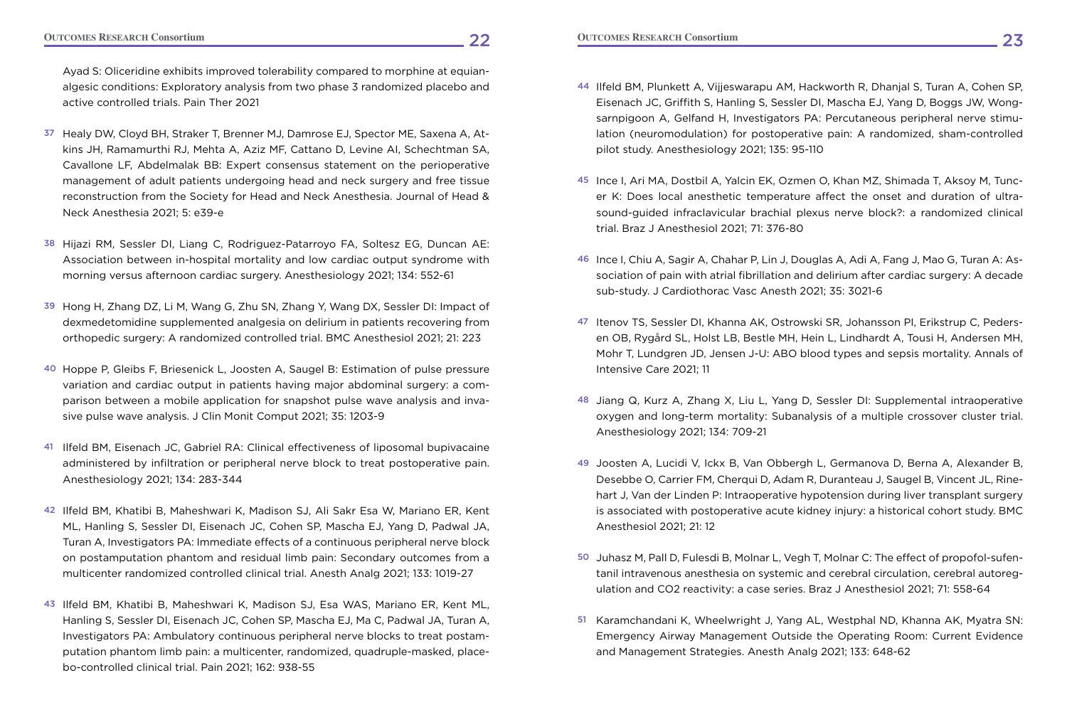Ayad S: Oliceridine exhibits improved tolerability compared to morphine at equianalgesic conditions: Exploratory analysis from two phase 3 randomized placebo and active controlled trials. Pain Ther 2021

37 Healy DW, Cloyd BH, Straker T, Brenner MJ, Damrose EJ, Spector ME, Saxena A, Atkins JH, Ramamurthi RJ, Mehta A, Aziz MF, Cattano D, Levine AI, Schechtman SA, Cavallone LF, Abdelmalak BB: Expert consensus statement on the perioperative management of adult patients undergoing head and neck surgery and free tissue reconstruction from the Society for Head and Neck Anesthesia. Journal of Head & Neck Anesthesia 2021; 5: e39-e

38 Hijazi RM, Sessler DI, Liang C, Rodriguez-Patarroyo FA, Soltesz EG, Duncan AE: Association between in-hospital mortality and low cardiac output syndrome with morning versus afternoon cardiac surgery. Anesthesiology 2021; 134: 552-61

39 Hong H, Zhang DZ, Li M, Wang G, Zhu SN, Zhang Y, Wang DX, Sessler DI: Impact of dexmedetomidine supplemented analgesia on delirium in patients recovering from orthopedic surgery: A randomized controlled trial. BMC Anesthesiol 2021; 21: 223

40 Hoppe P, Gleibs F, Briesenick L, Joosten A, Saugel B: Estimation of pulse pressure variation and cardiac output in patients having major abdominal surgery: a comparison between a mobile application for snapshot pulse wave analysis and invasive pulse wave analysis. J Clin Monit Comput 2021; 35: 1203-9

41 Ilfeld BM, Eisenach JC, Gabriel RA: Clinical effectiveness of liposomal bupivacaine administered by infiltration or peripheral nerve block to treat postoperative pain. Anesthesiology 2021; 134: 283-344

42 Ilfeld BM, Khatibi B, Maheshwari K, Madison SJ, Ali Sakr Esa W, Mariano ER, Kent ML, Hanling S, Sessler DI, Eisenach JC, Cohen SP, Mascha EJ, Yang D, Padwal JA, Turan A, Investigators PA: Immediate effects of a continuous peripheral nerve block on postamputation phantom and residual limb pain: Secondary outcomes from a multicenter randomized controlled clinical trial. Anesth Analg 2021; 133: 1019-27

43 Ilfeld BM, Khatibi B, Maheshwari K, Madison SJ, Esa WAS, Mariano ER, Kent ML, Hanling S, Sessler DI, Eisenach JC, Cohen SP, Mascha EJ, Ma C, Padwal JA, Turan A, Investigators PA: Ambulatory continuous peripheral nerve blocks to treat postamputation phantom limb pain: a multicenter, randomized, quadruple-masked, placebo-controlled clinical trial. Pain 2021; 162: 938-55

44 Ilfeld BM, Plunkett A, Vijjeswarapu AM, Hackworth R, Dhanjal S, Turan A, Cohen SP, Eisenach JC, Griffith S, Hanling S, Sessler DI, Mascha EJ, Yang D, Boggs JW, Wongsarnpigoon A, Gelfand H, Investigators PA: Percutaneous peripheral nerve stimulation (neuromodulation) for postoperative pain: A randomized, sham-controlled pilot study. Anesthesiology 2021; 135: 95-110

45 Ince I, Ari MA, Dostbil A, Yalcin EK, Ozmen O, Khan MZ, Shimada T, Aksoy M, Tuncer K: Does local anesthetic temperature affect the onset and duration of ultrasound-guided infraclavicular brachial plexus nerve block?: a randomized clinical trial. Braz J Anesthesiol 2021; 71: 376-80

46 Ince I, Chiu A, Sagir A, Chahar P, Lin J, Douglas A, Adi A, Fang J, Mao G, Turan A: Association of pain with atrial fibrillation and delirium after cardiac surgery: A decade sub-study. J Cardiothorac Vasc Anesth 2021; 35: 3021-6

47 Itenov TS, Sessler DI, Khanna AK, Ostrowski SR, Johansson PI, Erikstrup C, Pedersen OB, Rygård SL, Holst LB, Bestle MH, Hein L, Lindhardt A, Tousi H, Andersen MH, Mohr T, Lundgren JD, Jensen J-U: ABO blood types and sepsis mortality. Annals of Intensive Care 2021; 11

48 Jiang Q, Kurz A, Zhang X, Liu L, Yang D, Sessler DI: Supplemental intraoperative oxygen and long-term mortality: Subanalysis of a multiple crossover cluster trial. Anesthesiology 2021; 134: 709-21

49 Joosten A, Lucidi V, Ickx B, Van Obbergh L, Germanova D, Berna A, Alexander B, Desebbe O, Carrier FM, Cherqui D, Adam R, Duranteau J, Saugel B, Vincent JL, Rinehart J, Van der Linden P: Intraoperative hypotension during liver transplant surgery is associated with postoperative acute kidney injury: a historical cohort study. BMC Anesthesiol 2021; 21: 12

50 Juhasz M, Pall D, Fulesdi B, Molnar L, Vegh T, Molnar C: The effect of propofol-sufentanil intravenous anesthesia on systemic and cerebral circulation, cerebral autoregulation and $CO_2$ reactivity: a case series. Braz J Anesthesiol 2021; 71: 558-64

51 Karamchandani K, Wheelwright J, Yang AL, Westphal ND, Khanna AK, Myatra SN: Emergency Airway Management Outside the Operating Room: Current Evidence and Management Strategies. Anesth Analg 2021; 133: 648-62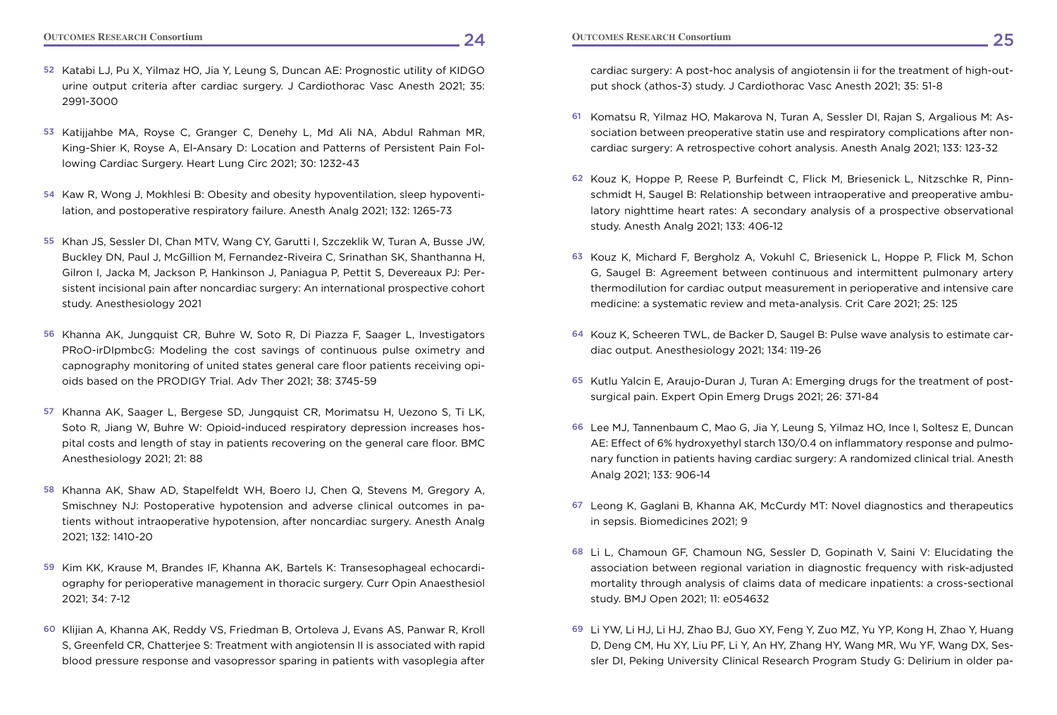52 Katabi LJ, Pu X, Yilmaz HO, Jia Y, Leung S, Duncan AE: Prognostic utility of KIDGO urine output criteria after cardiac surgery. J Cardiothorac Vasc Anesth 2021; 35: 2991-3000

53 Katijjahbe MA, Royse C, Granger C, Denehy L, Md Ali NA, Abdul Rahman MR, King-Shier K, Royse A, El-Ansary D: Location and Patterns of Persistent Pain Following Cardiac Surgery. Heart Lung Circ 2021; 30: 1232-43

54 Kaw R, Wong J, Mokhlesi B: Obesity and obesity hypoventilation, sleep hypoventilation, and postoperative respiratory failure. Anesth Analg 2021; 132: 1265-73

55 Khan JS, Sessler DI, Chan MTV, Wang CY, Garutti I, Szczeklik W, Turan A, Busse JW, Buckley DN, Paul J, McGillion M, Fernandez-Riveira C, Srinathan SK, Shanthanna H, Gilron I, Jacka M, Jackson P, Hankinson J, Paniagua P, Pettit S, Devereaux PJ: Persistent incisional pain after noncardiac surgery: An international prospective cohort study. Anesthesiology 2021

56 Khanna AK, Jungquist CR, Buhre W, Soto R, Di Piazza F, Saager L, Investigators PRoO-irDIpmbcG: Modeling the cost savings of continuous pulse oximetry and capnography monitoring of united states general care floor patients receiving opioids based on the PRODIGY Trial. Adv Ther 2021; 38: 3745-59

57 Khanna AK, Saager L, Bergese SD, Jungquist CR, Morimatsu H, Uezono S, Ti LK, Soto R, Jiang W, Buhre W: Opioid-induced respiratory depression increases hospital costs and length of stay in patients recovering on the general care floor. BMC Anesthesiology 2021; 21: 88

58 Khanna AK, Shaw AD, Stapelfeldt WH, Boero IJ, Chen Q, Stevens M, Gregory A, Smischney NJ: Postoperative hypotension and adverse clinical outcomes in patients without intraoperative hypotension, after noncardiac surgery. Anesth Analg 2021; 132: 1410-20

59 Kim KK, Krause M, Brandes IF, Khanna AK, Bartels K: Transesophageal echocardiography for perioperative management in thoracic surgery. Curr Opin Anaesthesiol 2021; 34: 7-12

60 Klijian A, Khanna AK, Reddy VS, Friedman B, Ortoleva J, Evans AS, Panwar R, Kroll S, Greenfeld CR, Chatterjee S: Treatment with angiotensin II is associated with rapid blood pressure response and vasopressor sparing in patients with vasoplegia after cardiac surgery: A post-hoc analysis of angiotensin ii for the treatment of high-output shock (athos-3) study. J Cardiothorac Vasc Anesth 2021; 35: 51-8

61 Komatsu R, Yilmaz HO, Makarova N, Turan A, Sessler DI, Rajan S, Argalious M: Association between preoperative statin use and respiratory complications after noncardiac surgery: A retrospective cohort analysis. Anesth Analg 2021; 133: 123-32

62 Kouz K, Hoppe P, Reese P, Burfeindt C, Flick M, Briesenick L, Nitzschke R, Pinnschmidt H, Saugel B: Relationship between intraoperative and preoperative ambulatory nighttime heart rates: A secondary analysis of a prospective observational study. Anesth Analg 2021; 133: 406-12

63 Kouz K, Michard F, Bergholz A, Vokuhl C, Briesenick L, Hoppe P, Flick M, Schon G, Saugel B: Agreement between continuous and intermittent pulmonary artery thermodilution for cardiac output measurement in perioperative and intensive care medicine: a systematic review and meta-analysis. Crit Care 2021; 25: 125

64 Kouz K, Scheeren TWL, de Backer D, Saugel B: Pulse wave analysis to estimate cardiac output. Anesthesiology 2021; 134: 119-26

65 Kutlu Yalcin E, Araujo-Duran J, Turan A: Emerging drugs for the treatment of postsurgical pain. Expert Opin Emerg Drugs 2021; 26: 371-84

66 Lee MJ, Tannenbaum C, Mao G, Jia Y, Leung S, Yilmaz HO, Ince I, Soltesz E, Duncan AE: Effect of 6% hydroxyethyl starch 130/0.4 on inflammatory response and pulmonary function in patients having cardiac surgery: A randomized clinical trial. Anesth Analg 2021; 133: 906-14

67 Leong K, Gaglani B, Khanna AK, McCurdy MT: Novel diagnostics and therapeutics in sepsis. Biomedicines 2021; 9

68 Li L, Chamoun GF, Chamoun NG, Sessler D, Gopinath V, Saini V: Elucidating the association between regional variation in diagnostic frequency with risk-adjusted mortality through analysis of claims data of medicare inpatients: a cross-sectional study. BMJ Open 2021; 11: e054632

69 Li YW, Li HJ, Li HJ, Zhao BJ, Guo XY, Feng Y, Zuo MZ, Yu YP, Kong H, Zhao Y, Huang D, Deng CM, Hu XY, Liu PF, Li Y, An HY, Zhang HY, Wang MR, Wu YF, Wang DX, Sessler DI, Peking University Clinical Research Program Study G: Delirium in older pa-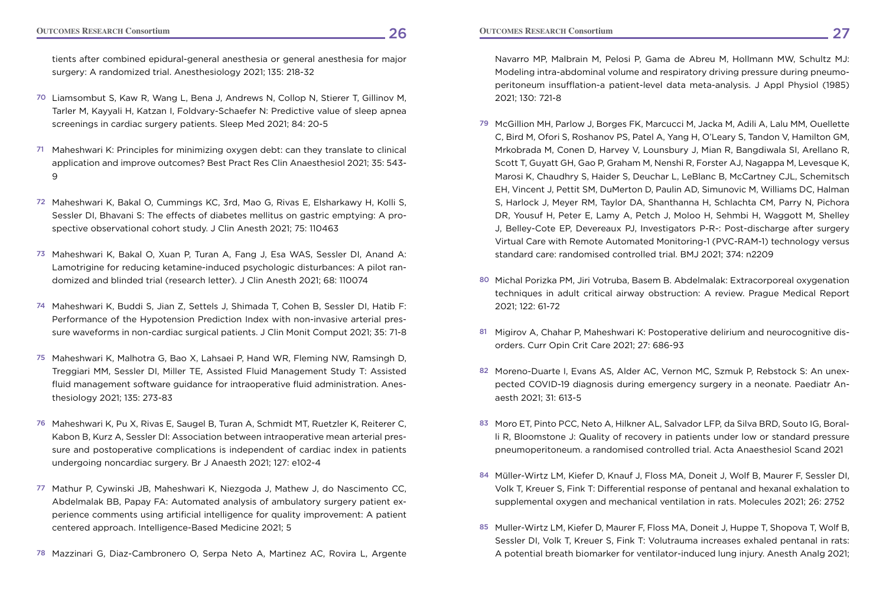tients after combined epidural-general anesthesia or general anesthesia for major surgery: A randomized trial. Anesthesiology 2021; 135: 218-32

70 Liamsombut S, Kaw R, Wang L, Bena J, Andrews N, Collop N, Stierer T, Gillinov M, Tarler M, Kayyali H, Katzan I, Foldvary-Schaefer N: Predictive value of sleep apnea screenings in cardiac surgery patients. Sleep Med 2021; 84: 20-5

71 Maheshwari K: Principles for minimizing oxygen debt: can they translate to clinical application and improve outcomes? Best Pract Res Clin Anaesthesiol 2021; 35: 543-9

72 Maheshwari K, Bakal O, Cummings KC, 3rd, Mao G, Rivas E, Elsharkawy H, Kolli S, Sessler DI, Bhavani S: The effects of diabetes mellitus on gastric emptying: A prospective observational cohort study. J Clin Anesth 2021; 75: 110463

73 Maheshwari K, Bakal O, Xuan P, Turan A, Fang J, Esa WAS, Sessler DI, Anand A: Lamotrigine for reducing ketamine-induced psychologic disturbances: A pilot randomized and blinded trial (research letter). J Clin Anesth 2021; 68: 110074

74 Maheshwari K, Buddi S, Jian Z, Settels J, Shimada T, Cohen B, Sessler DI, Hatib F: Performance of the Hypotension Prediction Index with non-invasive arterial pressure waveforms in non-cardiac surgical patients. J Clin Monit Comput 2021; 35: 71-8

75 Maheshwari K, Malhotra G, Bao X, Lahsaei P, Hand WR, Fleming NW, Ramsingh D, Treggiari MM, Sessler DI, Miller TE, Assisted Fluid Management Study T: Assisted fluid management software guidance for intraoperative fluid administration. Anesthesiology 2021; 135: 273-83

76 Maheshwari K, Pu X, Rivas E, Saugel B, Turan A, Schmidt MT, Ruetzler K, Reiterer C, Kabon B, Kurz A, Sessler DI: Association between intraoperative mean arterial pressure and postoperative complications is independent of cardiac index in patients undergoing noncardiac surgery. Br J Anaesth 2021; 127: e102-4

77 Mathur P, Cywinski JB, Maheshwari K, Niezgoda J, Mathew J, do Nascimento CC, Abdelmalak BB, Papay FA: Automated analysis of ambulatory surgery patient experience comments using artificial intelligence for quality improvement: A patient centered approach. Intelligence-Based Medicine 2021; 5

78 Mazzinari G, Diaz-Cambronero O, Serpa Neto A, Martinez AC, Rovira L, Argente Navarro MP, Malbrain M, Pelosi P, Gama de Abreu M, Hollmann MW, Schultz MJ: Modeling intra-abdominal volume and respiratory driving pressure during pneumoperitoneum insufflation-a patient-level data meta-analysis. J Appl Physiol (1985) 2021; 130: 721-8

79 McGillion MH, Parlow J, Borges FK, Marcucci M, Jacka M, Adili A, Lalu MM, Ouellette C, Bird M, Ofori S, Roshanov PS, Patel A, Yang H, O'Leary S, Tandon V, Hamilton GM, Mrkobrada M, Conen D, Harvey V, Lounsbury J, Mian R, Bangdiwala SI, Arellano R, Scott T, Guyatt GH, Gao P, Graham M, Nenshi R, Forster AJ, Nagappa M, Levesque K, Marosi K, Chaudhry S, Haider S, Deuchar L, LeBlanc B, McCartney CJL, Schemitsch EH, Vincent J, Pettit SM, DuMerton D, Paulin AD, Simunovic M, Williams DC, Halman S, Harlock J, Meyer RM, Taylor DA, Shanthanna H, Schlachta CM, Parry N, Pichora DR, Yousuf H, Peter E, Lamy A, Petch J, Moloo H, Sehmbi H, Waggott M, Shelley J, Belley-Cote EP, Devereaux PJ, Investigators P-R-: Post-discharge after surgery Virtual Care with Remote Automated Monitoring-1 (PVC-RAM-1) technology versus standard care: randomised controlled trial. BMJ 2021; 374: n2209

80 Michal Porizka PM, Jiri Votruba, Basem B. Abdelmalak: Extracorporeal oxygenation techniques in adult critical airway obstruction: A review. Prague Medical Report 2021; 122: 61-72

81 Migirov A, Chahar P, Maheshwari K: Postoperative delirium and neurocognitive disorders. Curr Opin Crit Care 2021; 27: 686-93

82 Moreno-Duarte I, Evans AS, Alder AC, Vernon MC, Szmuk P, Rebstock S: An unexpected COVID-19 diagnosis during emergency surgery in a neonate. Paediatr Anaesth 2021; 31: 613-5

83 Moro ET, Pinto PCC, Neto A, Hilkner AL, Salvador LFP, da Silva BRD, Souto IG, Borelli R, Bloomstone J: Quality of recovery in patients under low or standard pressure pneumoperitoneum. a randomised controlled trial. Acta Anaesthesiol Scand 2021

84 Müller-Wirtz LM, Kiefer D, Knauf J, Floss MA, Doneit J, Wolf B, Maurer F, Sessler DI, Volk T, Kreuer S, Fink T: Differential response of pentanal and hexanal exhalation to supplemental oxygen and mechanical ventilation in rats. Molecules 2021; 26: 2752

85 Muller-Wirtz LM, Kiefer D, Maurer F, Floss MA, Doneit J, Huppe T, Shopova T, Wolf B, Sessler DI, Volk T, Kreuer S, Fink T: Volutrauma increases exhaled pentanal in rats: A potential breath biomarker for ventilator-induced lung injury. Anesth Analg 2021;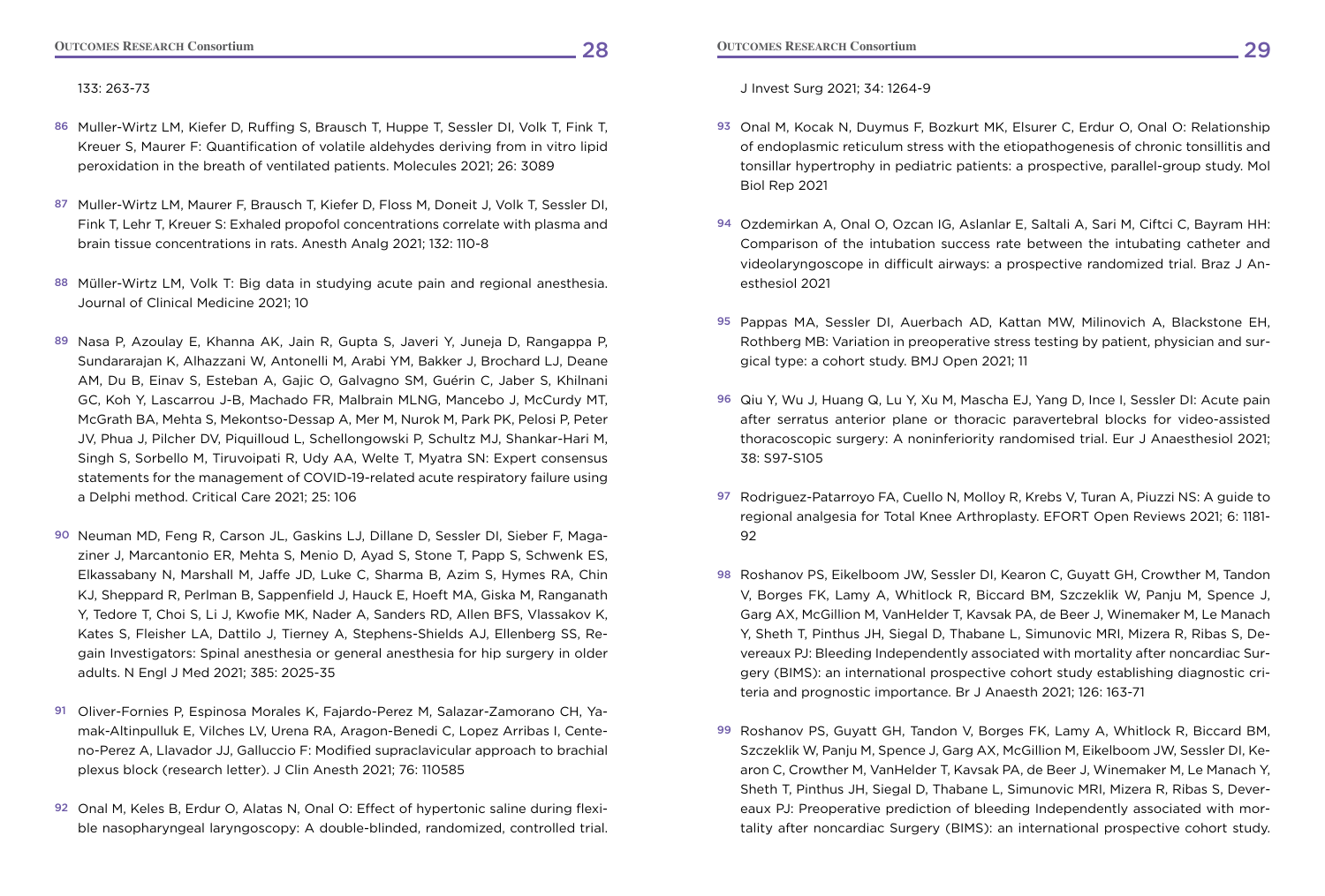133: 263-73

86 Muller-Wirtz LM, Kiefer D, Ruffing S, Brausch T, Huppe T, Sessler DI, Volk T, Fink T, Kreuer S, Maurer F: Quantification of volatile aldehydes deriving from in vitro lipid peroxidation in the breath of ventilated patients. Molecules 2021; 26: 3089

87 Muller-Wirtz LM, Maurer F, Brausch T, Kiefer D, Floss M, Doneit J, Volk T, Sessler DI, Fink T, Lehr T, Kreuer S: Exhaled propofol concentrations correlate with plasma and brain tissue concentrations in rats. Anesth Analg 2021; 132: 110-8

88 Müller-Wirtz LM, Volk T: Big data in studying acute pain and regional anesthesia. Journal of Clinical Medicine 2021; 10

89 Nasa P, Azoulay E, Khanna AK, Jain R, Gupta S, Javeri Y, Juneja D, Rangappa P, Sundararajan K, Alhazzani W, Antonelli M, Arabi YM, Bakker J, Brochard LJ, Deane AM, Du B, Einav S, Esteban A, Gajic O, Galvagno SM, Guérin C, Jaber S, Khilnani GC, Koh Y, Lascarrou J-B, Machado FR, Malbrain MLNG, Mancebo J, McCurdy MT, McGrath BA, Mehta S, Mekontso-Dessap A, Mer M, Nurok M, Park PK, Pelosi P, Peter JV, Phua J, Pilcher DV, Piquilloud L, Schellongowski P, Schultz MJ, Shankar-Hari M, Singh S, Sorbello M, Tiruvoipati R, Udy AA, Welte T, Myatra SN: Expert consensus statements for the management of COVID-19-related acute respiratory failure using a Delphi method. Critical Care 2021; 25: 106

90 Neuman MD, Feng R, Carson JL, Gaskins LJ, Dillane D, Sessler DI, Sieber F, Magaziner J, Marcantonio ER, Mehta S, Menio D, Ayad S, Stone T, Papp S, Schwenk ES, Elkassabany N, Marshall M, Jaffe JD, Luke C, Sharma B, Azim S, Hymes RA, Chin KJ, Sheppard R, Perlman B, Sappenfield J, Hauck E, Hoeft MA, Giska M, Ranganath Y, Tedore T, Choi S, Li J, Kwofie MK, Nader A, Sanders RD, Allen BFS, Vlassakov K, Kates S, Fleisher LA, Dattilo J, Tierney A, Stephens-Shields AJ, Ellenberg SS, Regain Investigators: Spinal anesthesia or general anesthesia for hip surgery in older adults. N Engl J Med 2021; 385: 2025-35

91 Oliver-Fornies P, Espinosa Morales K, Fajardo-Perez M, Salazar-Zamorano CH, Yamak-Altinpulluk E, Vilches LV, Urena RA, Aragon-Benedi C, Lopez Arribas I, Centeno-Perez A, Llavador JJ, Galluccio F: Modified supraclavicular approach to brachial plexus block (research letter). J Clin Anesth 2021; 76: 110585

92 Onal M, Keles B, Erdur O, Alatas N, Onal O: Effect of hypertonic saline during flexible nasopharyngeal laryngoscopy: A double-blinded, randomized, controlled trial. J Invest Surg 2021; 34: 1264-9

93 Onal M, Kocak N, Duymus F, Bozkurt MK, Elsurer C, Erdur O, Onal O: Relationship of endoplasmic reticulum stress with the etiopathogenesis of chronic tonsillitis and tonsillar hypertrophy in pediatric patients: a prospective, parallel-group study. Mol Biol Rep 2021

94 Ozdemirkan A, Onal O, Ozcan IG, Aslanlar E, Saltali A, Sari M, Ciftci C, Bayram HH: Comparison of the intubation success rate between the intubating catheter and videolaryngoscope in difficult airways: a prospective randomized trial. Braz J Anesthesiol 2021

95 Pappas MA, Sessler DI, Auerbach AD, Kattan MW, Milinovich A, Blackstone EH, Rothberg MB: Variation in preoperative stress testing by patient, physician and surgical type: a cohort study. BMJ Open 2021; 11

96 Qiu Y, Wu J, Huang Q, Lu Y, Xu M, Mascha EJ, Yang D, Ince I, Sessler DI: Acute pain after serratus anterior plane or thoracic paravertebral blocks for video-assisted thoracoscopic surgery: A noninferiority randomised trial. Eur J Anaesthesiol 2021; 38: S97-S105

97 Rodriguez-Patarroyo FA, Cuello N, Molloy R, Krebs V, Turan A, Piuzzi NS: A guide to regional analgesia for Total Knee Arthroplasty. EFORT Open Reviews 2021; 6: 1181-92

98 Roshanov PS, Eikelboom JW, Sessler DI, Kearon C, Guyatt GH, Crowther M, Tandon V, Borges FK, Lamy A, Whitlock R, Biccard BM, Szczeklik W, Panju M, Spence J, Garg AX, McGillion M, VanHelder T, Kavsak PA, de Beer J, Winemaker M, Le Manach Y, Sheth T, Pinthus JH, Siegal D, Thabane L, Simunovic MRI, Mizera R, Ribas S, Devereaux PJ: Bleeding Independently associated with mortality after noncardiac Surgery (BIMS): an international prospective cohort study establishing diagnostic criteria and prognostic importance. Br J Anaesth 2021; 126: 163-71

99 Roshanov PS, Guyatt GH, Tandon V, Borges FK, Lamy A, Whitlock R, Biccard BM, Szczeklik W, Panju M, Spence J, Garg AX, McGillion M, Eikelboom JW, Sessler DI, Kearon C, Crowther M, VanHelder T, Kavsak PA, de Beer J, Winemaker M, Le Manach Y, Sheth T, Pinthus JH, Siegal D, Thabane L, Simunovic MRI, Mizera R, Ribas S, Devereaux PJ: Preoperative prediction of bleeding Independently associated with mortality after noncardiac Surgery (BIMS): an international prospective cohort study.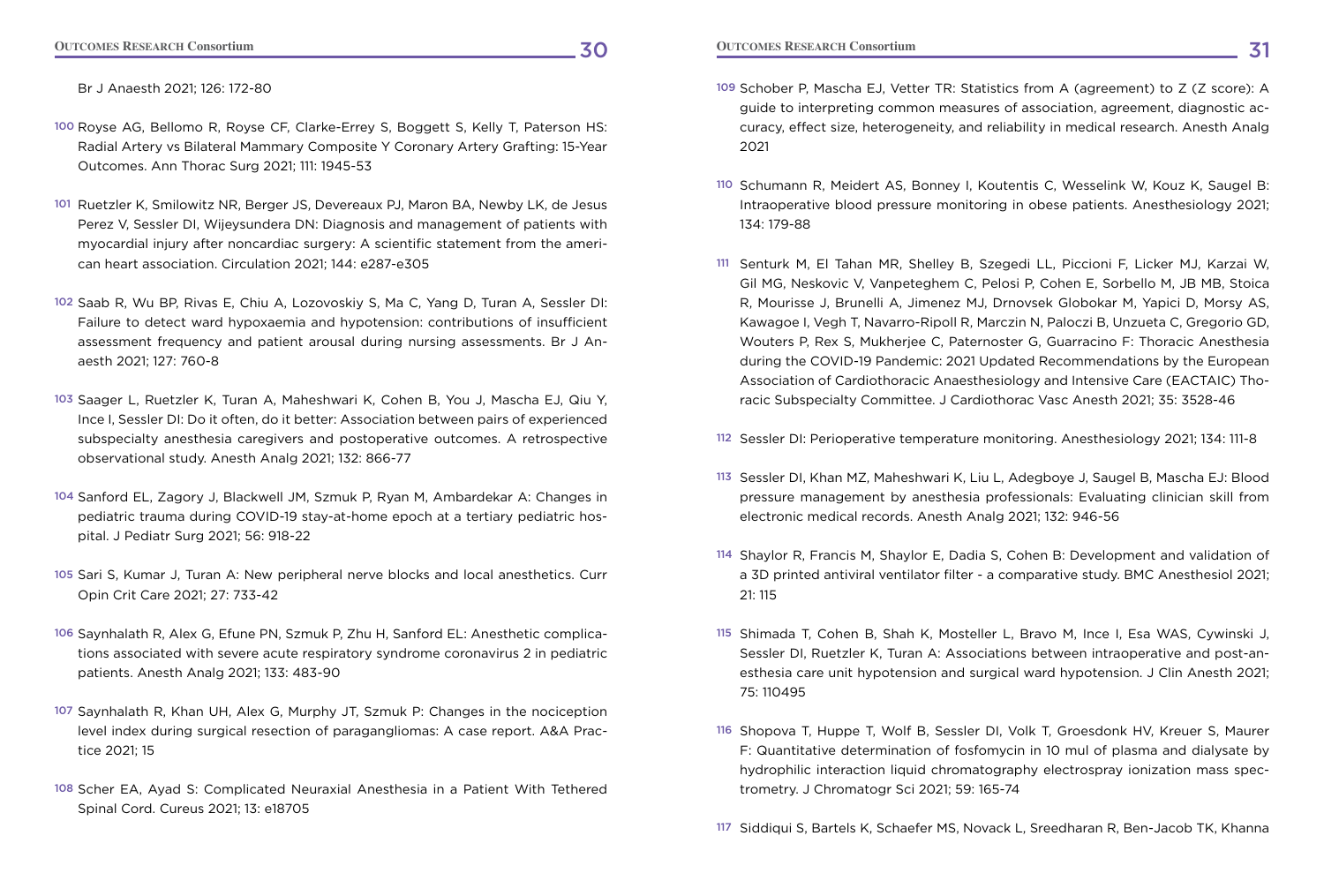Br J Anaesth 2021; 126: 172-80

100 Royse AG, Bellomo R, Royse CF, Clarke-Errey S, Boggett S, Kelly T, Paterson HS: Radial Artery vs Bilateral Mammary Composite Y Coronary Artery Grafting: 15-Year Outcomes. Ann Thorac Surg 2021; 111: 1945-53

101 Ruetzler K, Smilowitz NR, Berger JS, Devereaux PJ, Maron BA, Newby LK, de Jesus Perez V, Sessler DI, Wijeysundera DN: Diagnosis and management of patients with myocardial injury after noncardiac surgery: A scientific statement from the american heart association. Circulation 2021; 144: e287-e305

102 Saab R, Wu BP, Rivas E, Chiu A, Lozovoskiy S, Ma C, Yang D, Turan A, Sessler DI: Failure to detect ward hypoxaemia and hypotension: contributions of insufficient assessment frequency and patient arousal during nursing assessments. Br J Anaesth 2021; 127: 760-8

103 Saager L, Ruetzler K, Turan A, Maheshwari K, Cohen B, You J, Mascha EJ, Qiu Y, Ince I, Sessler DI: Do it often, do it better: Association between pairs of experienced subspecialty anesthesia caregivers and postoperative outcomes. A retrospective observational study. Anesth Analg 2021; 132: 866-77

104 Sanford EL, Zagory J, Blackwell JM, Szmuk P, Ryan M, Ambardekar A: Changes in pediatric trauma during COVID-19 stay-at-home epoch at a tertiary pediatric hospital. J Pediatr Surg 2021; 56: 918-22

105 Sari S, Kumar J, Turan A: New peripheral nerve blocks and local anesthetics. Curr Opin Crit Care 2021; 27: 733-42

106 Saynhalath R, Alex G, Efune PN, Szmuk P, Zhu H, Sanford EL: Anesthetic complications associated with severe acute respiratory syndrome coronavirus 2 in pediatric patients. Anesth Analg 2021; 133: 483-90

107 Saynhalath R, Khan UH, Alex G, Murphy JT, Szmuk P: Changes in the nociception level index during surgical resection of paragangliomas: A case report. A&A Practice 2021; 15

108 Scher EA, Ayad S: Complicated Neuraxial Anesthesia in a Patient With Tethered Spinal Cord. Cureus 2021; 13: e18705

109 Schober P, Mascha EJ, Vetter TR: Statistics from A (agreement) to Z (Z score): A guide to interpreting common measures of association, agreement, diagnostic accuracy, effect size, heterogeneity, and reliability in medical research. Anesth Analg 2021

110 Schumann R, Meidert AS, Bonney I, Koutentis C, Wesselink W, Kouz K, Saugel B: Intraoperative blood pressure monitoring in obese patients. Anesthesiology 2021; 134: 179-88

111 Senturk M, El Tahan MR, Shelley B, Szegedi LL, Piccioni F, Licker MJ, Karzai W, Gil MG, Neskovic V, Vanpeteghem C, Pelosi P, Cohen E, Sorbello M, JB MB, Stoica R, Mourisse J, Brunelli A, Jimenez MJ, Drnovsek Globokar M, Yapici D, Morsy AS, Kawagoe I, Vegh T, Navarro-Ripoll R, Marczin N, Paloczi B, Unzueta C, Gregorio GD, Wouters P, Rex S, Mukherjee C, Paternoster G, Guarracino F: Thoracic Anesthesia during the COVID-19 Pandemic: 2021 Updated Recommendations by the European Association of Cardiothoracic Anaesthesiology and Intensive Care (EACTAIC) Thoracic Subspecialty Committee. J Cardiothorac Vasc Anesth 2021; 35: 3528-46

112 Sessler DI: Perioperative temperature monitoring. Anesthesiology 2021; 134: 111-8

113 Sessler DI, Khan MZ, Maheshwari K, Liu L, Adegboye J, Saugel B, Mascha EJ: Blood pressure management by anesthesia professionals: Evaluating clinician skill from electronic medical records. Anesth Analg 2021; 132: 946-56

114 Shaylor R, Francis M, Shaylor E, Dadia S, Cohen B: Development and validation of a 3D printed antiviral ventilator filter - a comparative study. BMC Anesthesiol 2021; 21: 115

115 Shimada T, Cohen B, Shah K, Mosteller L, Bravo M, Ince I, Esa WAS, Cywinski J, Sessler DI, Ruetzler K, Turan A: Associations between intraoperative and post-anesthesia care unit hypotension and surgical ward hypotension. J Clin Anesth 2021; 75: 110495

116 Shopova T, Huppe T, Wolf B, Sessler DI, Volk T, Groesdonk HV, Kreuer S, Maurer F: Quantitative determination of fosfomycin in 10 mul of plasma and dialysate by hydrophilic interaction liquid chromatography electrospray ionization mass spectrometry. J Chromatogr Sci 2021; 59: 165-74

117 Siddiqui S, Bartels K, Schaefer MS, Novack L, Sreedharan R, Ben-Jacob TK, Khanna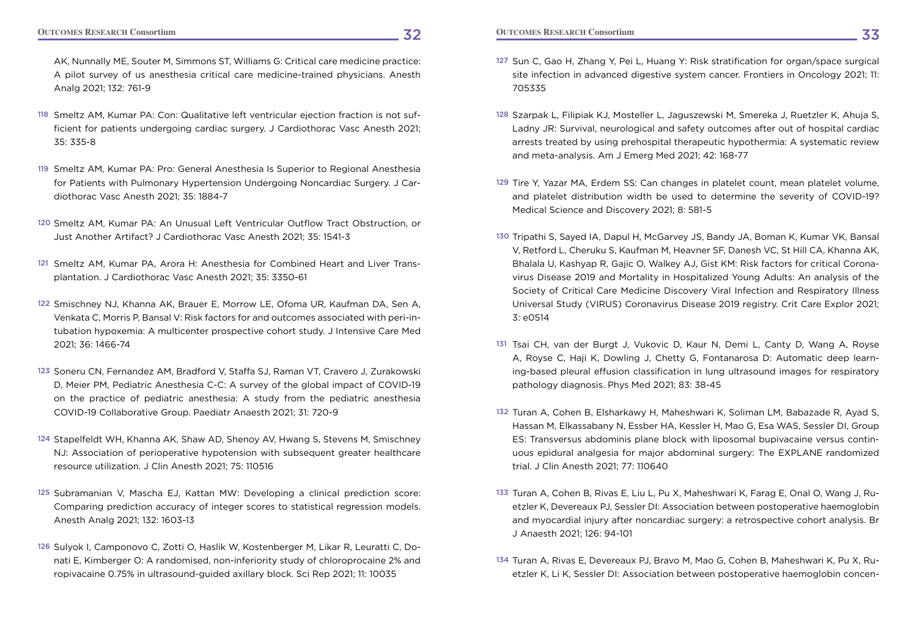AK, Nunnally ME, Souter M, Simmons ST, Williams G: Critical care medicine practice: A pilot survey of us anesthesia critical care medicine-trained physicians. Anesth Analg 2021; 132: 761-9

118 Smeltz AM, Kumar PA: Con: Qualitative left ventricular ejection fraction is not sufficient for patients undergoing cardiac surgery. J Cardiothorac Vasc Anesth 2021; 35: 335-8

119 Smeltz AM, Kumar PA: Pro: General Anesthesia Is Superior to Regional Anesthesia for Patients with Pulmonary Hypertension Undergoing Noncardiac Surgery. J Cardiothorac Vasc Anesth 2021; 35: 1884-7

120 Smeltz AM, Kumar PA: An Unusual Left Ventricular Outflow Tract Obstruction, or Just Another Artifact? J Cardiothorac Vasc Anesth 2021; 35: 1541-3

121 Smeltz AM, Kumar PA, Arora H: Anesthesia for Combined Heart and Liver Transplantation. J Cardiothorac Vasc Anesth 2021; 35: 3350-61

122 Smischney NJ, Khanna AK, Brauer E, Morrow LE, Ofoma UR, Kaufman DA, Sen A, Venkata C, Morris P, Bansal V: Risk factors for and outcomes associated with peri-intubation hypoxemia: A multicenter prospective cohort study. J Intensive Care Med 2021; 36: 1466-74

123 Soneru CN, Fernandez AM, Bradford V, Staffa SJ, Raman VT, Cravero J, Zurakowski D, Meier PM, Pediatric Anesthesia C-C: A survey of the global impact of COVID-19 on the practice of pediatric anesthesia: A study from the pediatric anesthesia COVID-19 Collaborative Group. Paediatr Anaesth 2021; 31: 720-9

124 Stapelfeldt WH, Khanna AK, Shaw AD, Shenoy AV, Hwang S, Stevens M, Smischney NJ: Association of perioperative hypotension with subsequent greater healthcare resource utilization. J Clin Anesth 2021; 75: 110516

125 Subramanian V, Mascha EJ, Kattan MW: Developing a clinical prediction score: Comparing prediction accuracy of integer scores to statistical regression models. Anesth Analg 2021; 132: 1603-13

126 Sulyok I, Camponovo C, Zotti O, Haslik W, Kostenberger M, Likar R, Leuratti C, Donati E, Kimberger O: A randomised, non-inferiority study of chloroprocaine 2% and ropivacaine 0.75% in ultrasound-guided axillary block. Sci Rep 2021; 11: 10035

127 Sun C, Gao H, Zhang Y, Pei L, Huang Y: Risk stratification for organ/space surgical site infection in advanced digestive system cancer. Frontiers in Oncology 2021; 11: 705335

128 Szarpak L, Filipiak KJ, Mosteller L, Jaguszewski M, Smereka J, Ruetzler K, Ahuja S, Ladny JR: Survival, neurological and safety outcomes after out of hospital cardiac arrests treated by using prehospital therapeutic hypothermia: A systematic review and meta-analysis. Am J Emerg Med 2021; 42: 168-77

129 Tire Y, Yazar MA, Erdem SS: Can changes in platelet count, mean platelet volume, and platelet distribution width be used to determine the severity of COVID-19? Medical Science and Discovery 2021; 8: 581-5

130 Tripathi S, Sayed IA, Dapul H, McGarvey JS, Bandy JA, Boman K, Kumar VK, Bansal V, Retford L, Cheruku S, Kaufman M, Heavner SF, Danesh VC, St Hill CA, Khanna AK, Bhalala U, Kashyap R, Gajic O, Walkey AJ, Gist KM: Risk factors for critical Coronavirus Disease 2019 and Mortality in Hospitalized Young Adults: An analysis of the Society of Critical Care Medicine Discovery Viral Infection and Respiratory Illness Universal Study (VIRUS) Coronavirus Disease 2019 registry. Crit Care Explor 2021; 3: e0514

131 Tsai CH, van der Burgt J, Vukovic D, Kaur N, Demi L, Canty D, Wang A, Royse A, Royse C, Haji K, Dowling J, Chetty G, Fontanarosa D: Automatic deep learning-based pleural effusion classification in lung ultrasound images for respiratory pathology diagnosis. Phys Med 2021; 83: 38-45

132 Turan A, Cohen B, Elsharkawy H, Maheshwari K, Soliman LM, Babazade R, Ayad S, Hassan M, Elkassabany N, Essber HA, Kessler H, Mao G, Esa WAS, Sessler DI, Group ES: Transversus abdominis plane block with liposomal bupivacaine versus continuous epidural analgesia for major abdominal surgery: The EXPLANE randomized trial. J Clin Anesth 2021; 77: 110640

133 Turan A, Cohen B, Rivas E, Liu L, Pu X, Maheshwari K, Farag E, Onal O, Wang J, Ruetzler K, Devereaux PJ, Sessler DI: Association between postoperative haemoglobin and myocardial injury after noncardiac surgery: a retrospective cohort analysis. Br J Anaesth 2021; 126: 94-101

134 Turan A, Rivas E, Devereaux PJ, Bravo M, Mao G, Cohen B, Maheshwari K, Pu X, Ruetzler K, Li K, Sessler DI: Association between postoperative haemoglobin concen-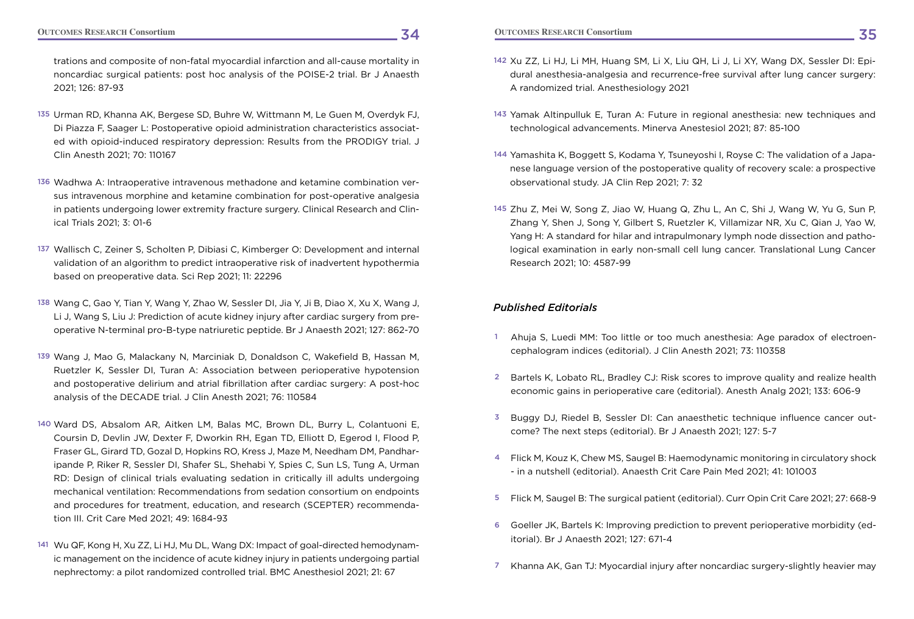trations and composite of non-fatal myocardial infarction and all-cause mortality in noncardiac surgical patients: post hoc analysis of the POISE-2 trial. Br J Anaesth 2021; 126: 87-93

135 Urman RD, Khanna AK, Bergese SD, Buhre W, Wittmann M, Le Guen M, Overdyk FJ, Di Piazza F, Saager L: Postoperative opioid administration characteristics associated with opioid-induced respiratory depression: Results from the PRODIGY trial. J Clin Anesth 2021; 70: 110167

136 Wadhwa A: Intraoperative intravenous methadone and ketamine combination versus intravenous morphine and ketamine combination for post-operative analgesia in patients undergoing lower extremity fracture surgery. Clinical Research and Clinical Trials 2021; 3: 01-6

137 Wallisch C, Zeiner S, Scholten P, Dibiasi C, Kimberger O: Development and internal validation of an algorithm to predict intraoperative risk of inadvertent hypothermia based on preoperative data. Sci Rep 2021; 11: 22296

138 Wang C, Gao Y, Tian Y, Wang Y, Zhao W, Sessler DI, Jia Y, Ji B, Diao X, Xu X, Wang J, Li J, Wang S, Liu J: Prediction of acute kidney injury after cardiac surgery from preoperative N-terminal pro-B-type natriuretic peptide. Br J Anaesth 2021; 127: 862-70

139 Wang J, Mao G, Malackany N, Marciniak D, Donaldson C, Wakefield B, Hassan M, Ruetzler K, Sessler DI, Turan A: Association between perioperative hypotension and postoperative delirium and atrial fibrillation after cardiac surgery: A post-hoc analysis of the DECADE trial. J Clin Anesth 2021; 76: 110584

140 Ward DS, Absalom AR, Aitken LM, Balas MC, Brown DL, Burry L, Colantuoni E, Coursin D, Devlin JW, Dexter F, Dworkin RH, Egan TD, Elliott D, Egerod I, Flood P, Fraser GL, Girard TD, Gozal D, Hopkins RO, Kress J, Maze M, Needham DM, Pandharipande P, Riker R, Sessler DI, Shafer SL, Shehabi Y, Spies C, Sun LS, Tung A, Urman RD: Design of clinical trials evaluating sedation in critically ill adults undergoing mechanical ventilation: Recommendations from sedation consortium on endpoints and procedures for treatment, education, and research (SCEPTER) recommendation III. Crit Care Med 2021; 49: 1684-93

141 Wu QF, Kong H, Xu ZZ, Li HJ, Mu DL, Wang DX: Impact of goal-directed hemodynamic management on the incidence of acute kidney injury in patients undergoing partial nephrectomy: a pilot randomized controlled trial. BMC Anesthesiol 2021; 21: 67

142 Xu ZZ, Li HJ, Li MH, Huang SM, Li X, Liu QH, Li J, Li XY, Wang DX, Sessler DI: Epidural anesthesia-analgesia and recurrence-free survival after lung cancer surgery: A randomized trial. Anesthesiology 2021

143 Yamak Altinpulluk E, Turan A: Future in regional anesthesia: new techniques and technological advancements. Minerva Anestesiol 2021; 87: 85-100

144 Yamashita K, Boggett S, Kodama Y, Tsuneyoshi I, Royse C: The validation of a Japanese language version of the postoperative quality of recovery scale: a prospective observational study. JA Clin Rep 2021; 7: 32

145 Zhu Z, Mei W, Song Z, Jiao W, Huang Q, Zhu L, An C, Shi J, Wang W, Yu G, Sun P, Zhang Y, Shen J, Song Y, Gilbert S, Ruetzler K, Villamizar NR, Xu C, Qian J, Yao W, Yang H: A standard for hilar and intrapulmonary lymph node dissection and pathological examination in early non-small cell lung cancer. Translational Lung Cancer Research 2021; 10: 4587-99

## *Published Editorials*

1 Ahuja S, Luedi MM: Too little or too much anesthesia: Age paradox of electroencephalogram indices (editorial). J Clin Anesth 2021; 73: 110358

2 Bartels K, Lobato RL, Bradley CJ: Risk scores to improve quality and realize health economic gains in perioperative care (editorial). Anesth Analg 2021; 133: 606-9

3 Buggy DJ, Riedel B, Sessler DI: Can anaesthetic technique influence cancer outcome? The next steps (editorial). Br J Anaesth 2021; 127: 5-7

4 Flick M, Kouz K, Chew MS, Saugel B: Haemodynamic monitoring in circulatory shock - in a nutshell (editorial). Anaesth Crit Care Pain Med 2021; 41: 101003

5 Flick M, Saugel B: The surgical patient (editorial). Curr Opin Crit Care 2021; 27: 668-9

6 Goeller JK, Bartels K: Improving prediction to prevent perioperative morbidity (editorial). Br J Anaesth 2021; 127: 671-4

7 Khanna AK, Gan TJ: Myocardial injury after noncardiac surgery-slightly heavier may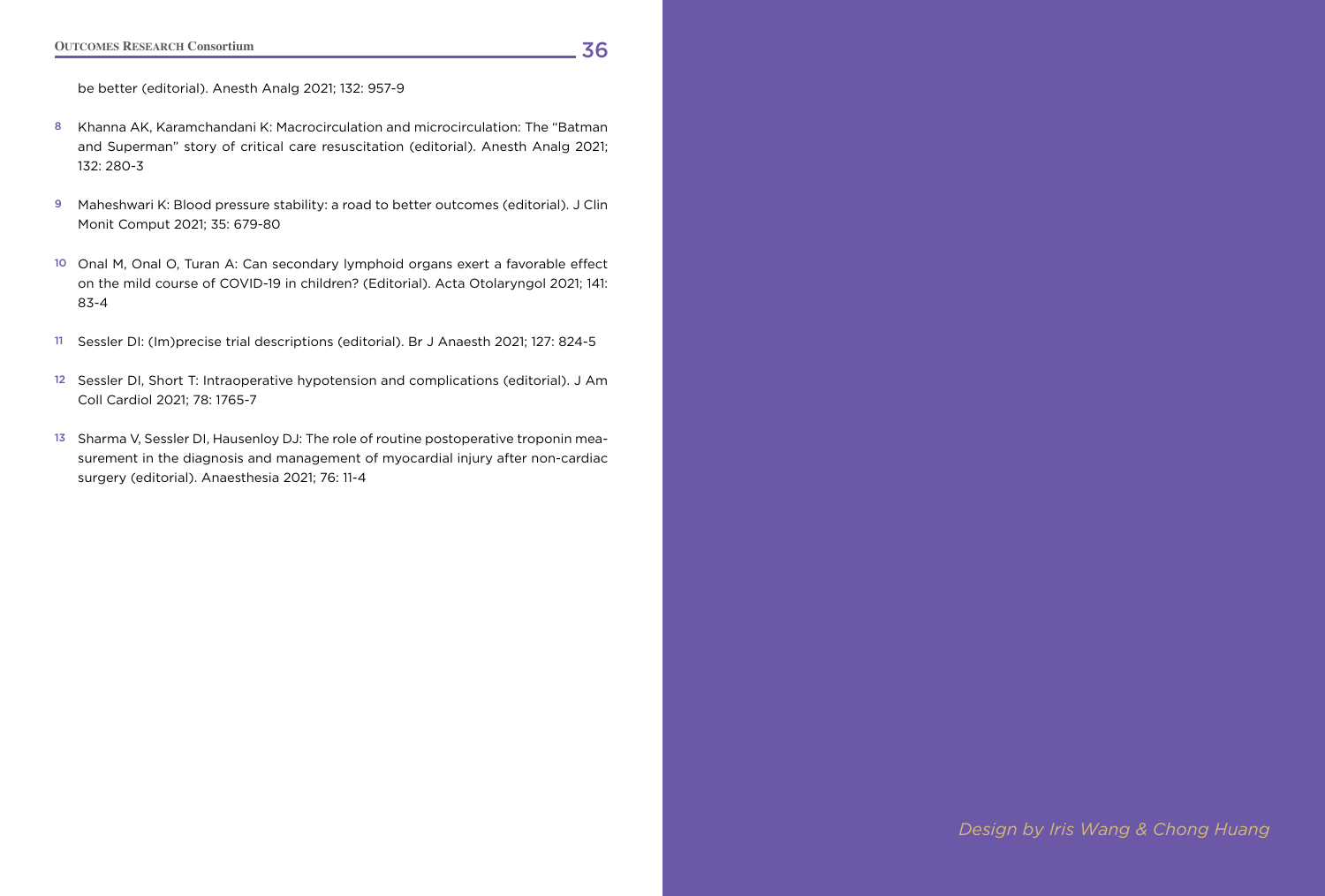be better (editorial). Anesth Analg 2021; 132: 957-9

8. Khanna AK, Karamchandani K: Macrocirculation and microcirculation: The "Batman and Superman" story of critical care resuscitation (editorial). Anesth Analg 2021; 132: 280-3

9. Maheshwari K: Blood pressure stability: a road to better outcomes (editorial). J Clin Monit Comput 2021; 35: 679-80

10. Onal M, Onal O, Turan A: Can secondary lymphoid organs exert a favorable effect on the mild course of COVID-19 in children? (Editorial). Acta Otolaryngol 2021; 141: 83-4

11. Sessler DI: (Im)precise trial descriptions (editorial). Br J Anaesth 2021; 127: 824-5

12. Sessler DI, Short T: Intraoperative hypotension and complications (editorial). J Am Coll Cardiol 2021; 78: 1765-7

13. Sharma V, Sessler DI, Hausenloy DJ: The role of routine postoperative troponin measurement in the diagnosis and management of myocardial injury after non-cardiac surgery (editorial). Anaesthesia 2021; 76: 11-4

*Design by Iris Wang & Chong Huang*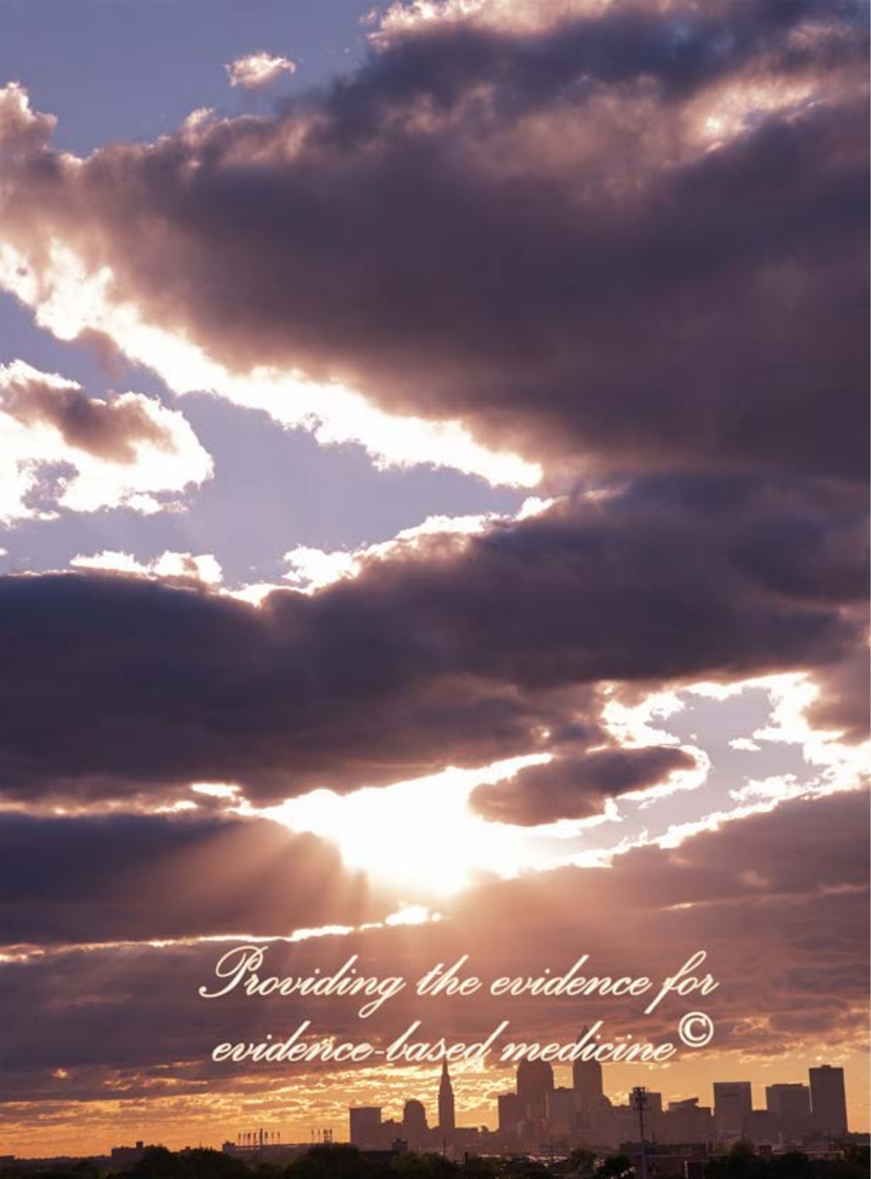*Providing the evidence for evidence-based medicine©*